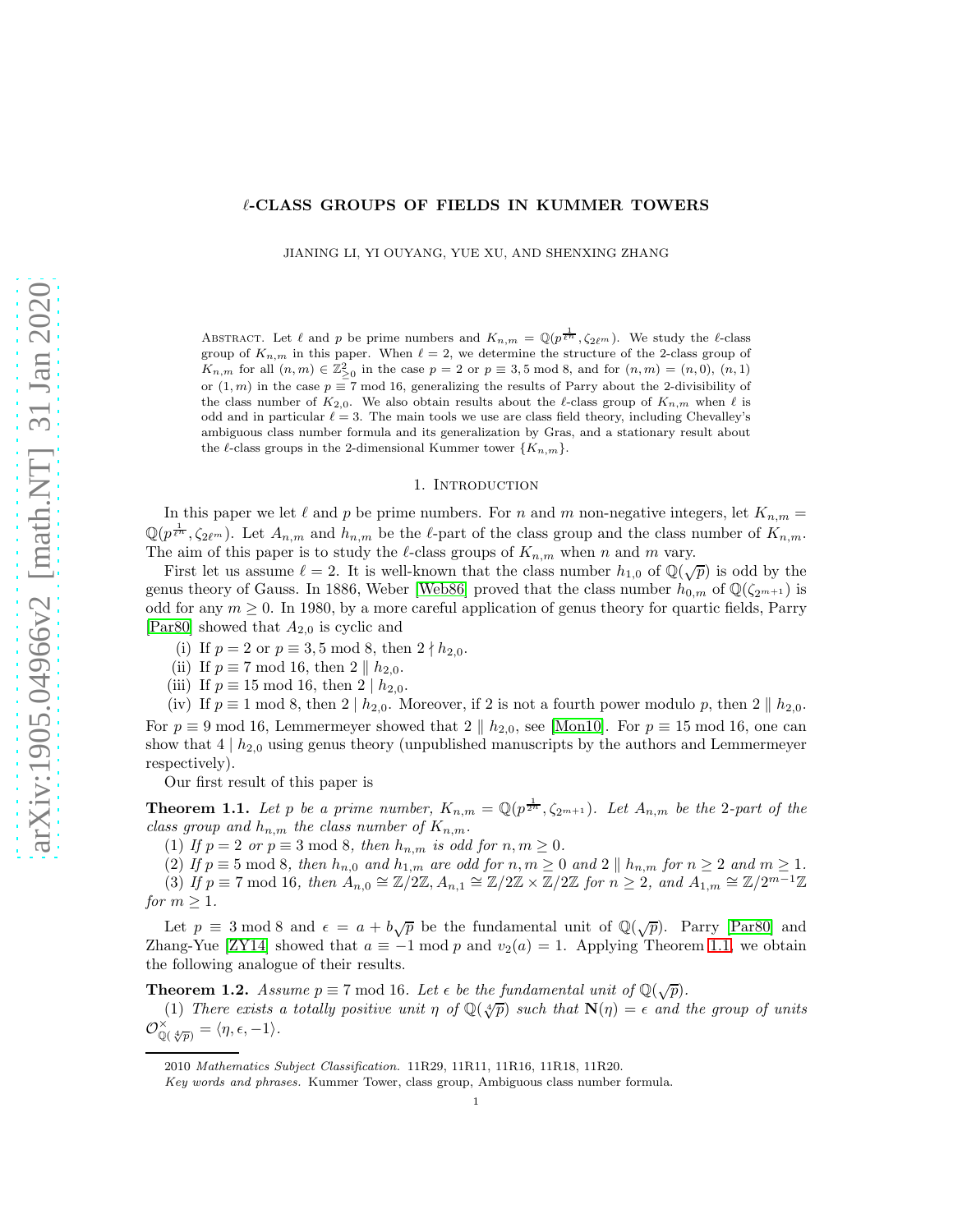# $\ell$-CLASS GROUPS OF FIELDS IN KUMMER TOWERS

JIANING LI, YI OUYANG, YUE XU, AND SHENXING ZHANG

Abstract. Let $\ell$ and $p$ be prime numbers and $K_{n,m} = \mathbb{Q}(p^{\frac{1}{\ell^n}}, \zeta_{2\ell^m})$. We study the $\ell$-class group of $K_{n,m}$ in this paper. When $\ell = 2$, we determine the structure of the 2-class group of $K_{n,m}$ for all $(n,m) \in \mathbb{Z}^2_{\geq 0}$ in the case $p = 2$ or $p \equiv 3, 5 \bmod 8$, and for $(n,m) = (n,0)$, $(n,1)$ or $(1,m)$ in the case $p \equiv 7 \bmod 16$, generalizing the results of Parry about the 2-divisibility of the class number of $K_{2,0}$. We also obtain results about the $\ell$-class group of $K_{n,m}$ when $\ell$ is odd and in particular $\ell = 3$. The main tools we use are class field theory, including Chevalley's ambiguous class number formula and its generalization by Gras, and a stationary result about the $\ell$-class groups in the 2-dimensional Kummer tower $\{K_{n,m}\}$.

## 1. Introduction

In this paper we let $\ell$ and $p$ be prime numbers. For $n$ and $m$ non-negative integers, let $K_{n,m} = \mathbb{Q}(p^{\frac{1}{\ell^n}}, \zeta_{2\ell^m})$. Let $A_{n,m}$ and $h_{n,m}$ be the $\ell$-part of the class group and the class number of $K_{n,m}$. The aim of this paper is to study the $\ell$-class groups of $K_{n,m}$ when $n$ and $m$ vary.

First let us assume $\ell = 2$. It is well-known that the class number $h_{1,0}$ of $\mathbb{Q}(\sqrt{p})$ is odd by the genus theory of Gauss. In 1886, Weber [Web86] proved that the class number $h_{0,m}$ of $\mathbb{Q}(\zeta_{2^{m+1}})$ is odd for any $m \geq 0$. In 1980, by a more careful application of genus theory for quartic fields, Parry [Par80] showed that $A_{2,0}$ is cyclic and

(i) If $p = 2$ or $p \equiv 3, 5 \bmod 8$, then $2 \nmid h_{2,0}$.

(ii) If $p \equiv 7 \bmod 16$, then $2 \parallel h_{2,0}$.

(iii) If $p \equiv 15 \bmod 16$, then $2 \mid h_{2,0}$.

(iv) If $p \equiv 1 \bmod 8$, then $2 \mid h_{2,0}$. Moreover, if 2 is not a fourth power modulo $p$, then $2 \parallel h_{2,0}$.

For $p \equiv 9 \bmod 16$, Lemmermeyer showed that $2 \parallel h_{2,0}$, see [Mon10]. For $p \equiv 15 \bmod 16$, one can show that $4 \mid h_{2,0}$ using genus theory (unpublished manuscripts by the authors and Lemmermeyer respectively).

Our first result of this paper is

**Theorem 1.1.** *Let $p$ be a prime number, $K_{n,m} = \mathbb{Q}(p^{\frac{1}{2^n}}, \zeta_{2^{m+1}})$. Let $A_{n,m}$ be the 2-part of the class group and $h_{n,m}$ the class number of $K_{n,m}$.*

*(1) If $p = 2$ or $p \equiv 3 \bmod 8$, then $h_{n,m}$ is odd for $n, m \geq 0$.*

*(2) If $p \equiv 5 \bmod 8$, then $h_{n,0}$ and $h_{1,m}$ are odd for $n, m \geq 0$ and $2 \parallel h_{n,m}$ for $n \geq 2$ and $m \geq 1$.*

*(3) If $p \equiv 7 \bmod 16$, then $A_{n,0} \cong \mathbb{Z}/2\mathbb{Z}$, $A_{n,1} \cong \mathbb{Z}/2\mathbb{Z} \times \mathbb{Z}/2\mathbb{Z}$ for $n \geq 2$, and $A_{1,m} \cong \mathbb{Z}/2^{m-1}\mathbb{Z}$ for $m \geq 1$.*

Let $p \equiv 3 \bmod 8$ and $\epsilon = a + b\sqrt{p}$ be the fundamental unit of $\mathbb{Q}(\sqrt{p})$. Parry [Par80] and Zhang-Yue [ZY14] showed that $a \equiv -1 \bmod p$ and $v_2(a) = 1$. Applying Theorem 1.1, we obtain the following analogue of their results.

**Theorem 1.2.** *Assume $p \equiv 7 \bmod 16$. Let $\epsilon$ be the fundamental unit of $\mathbb{Q}(\sqrt{p})$.*

*(1) There exists a totally positive unit $\eta$ of $\mathbb{Q}(\sqrt[4]{p})$ such that $\mathbf{N}(\eta) = \epsilon$ and the group of units $\mathcal{O}^{\times}_{\mathbb{Q}(\sqrt[4]{p})} = \langle \eta, \epsilon, -1 \rangle$.*

2010 *Mathematics Subject Classification.* 11R29, 11R11, 11R16, 11R18, 11R20.

*Key words and phrases.* Kummer Tower, class group, Ambiguous class number formula.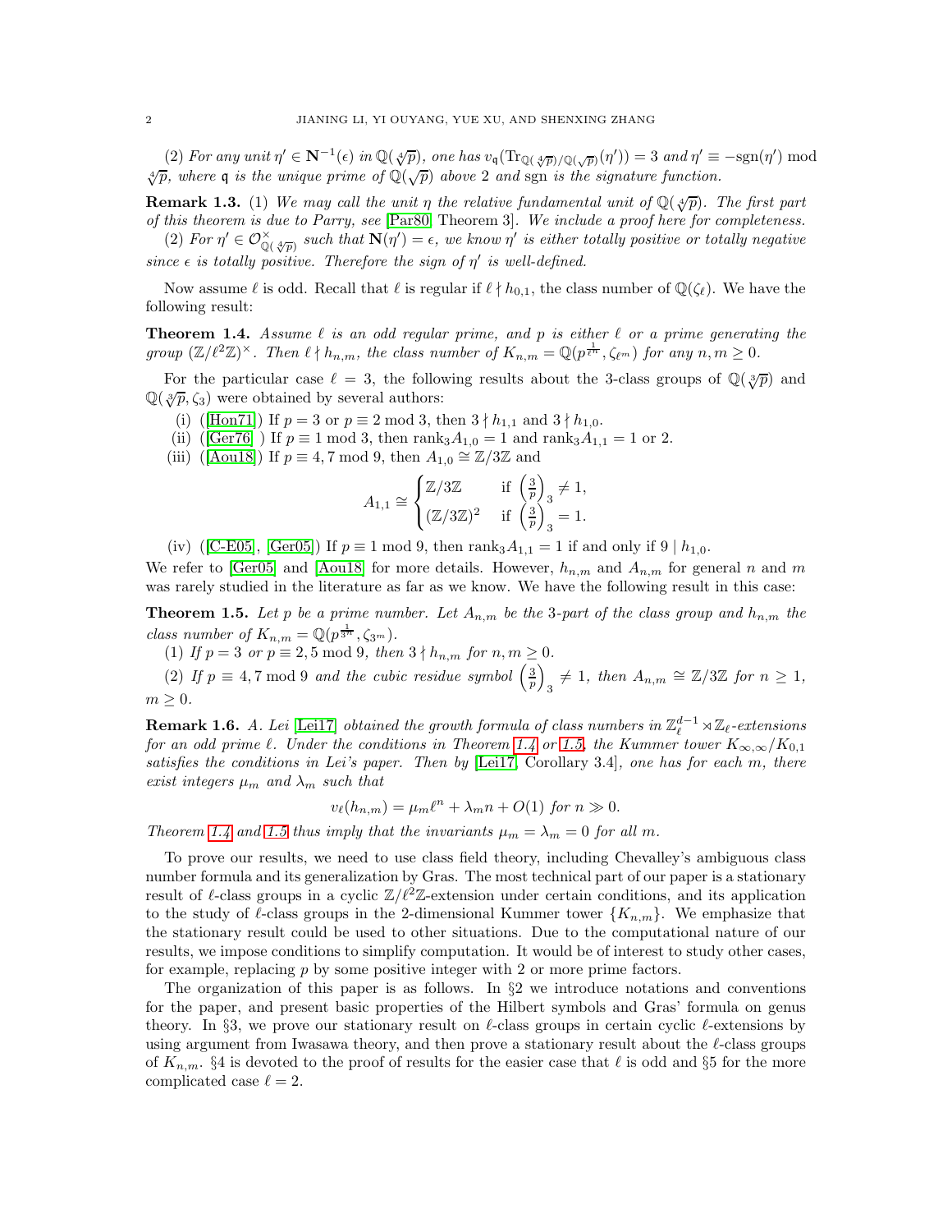(2) *For any unit $\eta' \in \mathbf{N}^{-1}(\epsilon)$ in $\mathbb{Q}(\sqrt[4]{p})$, one has $v_{\mathfrak{q}}(\mathrm{Tr}_{\mathbb{Q}(\sqrt[4]{p})/\mathbb{Q}(\sqrt{p})}(\eta')) = 3$ and $\eta' \equiv -\mathrm{sgn}(\eta') \bmod \sqrt[4]{p}$, where $\mathfrak{q}$ is the unique prime of $\mathbb{Q}(\sqrt{p})$ above 2 and sgn is the signature function.*

**Remark 1.3.** (1) *We may call the unit $\eta$ the relative fundamental unit of $\mathbb{Q}(\sqrt[4]{p})$. The first part of this theorem is due to Parry, see [Par80, Theorem 3]. We include a proof here for completeness.*

(2) *For $\eta' \in \mathcal{O}^{\times}_{\mathbb{Q}(\sqrt[4]{p})}$ such that $\mathbf{N}(\eta') = \epsilon$, we know $\eta'$ is either totally positive or totally negative since $\epsilon$ is totally positive. Therefore the sign of $\eta'$ is well-defined.*

Now assume $\ell$ is odd. Recall that $\ell$ is regular if $\ell \nmid h_{0,1}$, the class number of $\mathbb{Q}(\zeta_\ell)$. We have the following result:

**Theorem 1.4.** *Assume $\ell$ is an odd regular prime, and $p$ is either $\ell$ or a prime generating the group $(\mathbb{Z}/\ell^2\mathbb{Z})^\times$. Then $\ell \nmid h_{n,m}$, the class number of $K_{n,m} = \mathbb{Q}(p^{\frac{1}{\ell^n}}, \zeta_{\ell^m})$ for any $n, m \geq 0$.*

For the particular case $\ell = 3$, the following results about the 3-class groups of $\mathbb{Q}(\sqrt[3]{p})$ and $\mathbb{Q}(\sqrt[3]{p}, \zeta_3)$ were obtained by several authors:

(i) ([Hon71]) If $p = 3$ or $p \equiv 2 \bmod 3$, then $3 \nmid h_{1,1}$ and $3 \nmid h_{1,0}$.

(ii) ([Ger76] ) If $p \equiv 1 \bmod 3$, then $\mathrm{rank}_3 A_{1,0} = 1$ and $\mathrm{rank}_3 A_{1,1} = 1$ or 2.

(iii) ([Aou18]) If $p \equiv 4, 7 \bmod 9$, then $A_{1,0} \cong \mathbb{Z}/3\mathbb{Z}$ and

$$A_{1,1} \cong \begin{cases} \mathbb{Z}/3\mathbb{Z} & \text{if } \left(\frac{3}{p}\right)_3 \neq 1, \\ (\mathbb{Z}/3\mathbb{Z})^2 & \text{if } \left(\frac{3}{p}\right)_3 = 1. \end{cases}$$

(iv) ([C-E05], [Ger05]) If $p \equiv 1 \bmod 9$, then $\mathrm{rank}_3 A_{1,1} = 1$ if and only if $9 \mid h_{1,0}$.

We refer to [Ger05] and [Aou18] for more details. However, $h_{n,m}$ and $A_{n,m}$ for general $n$ and $m$ was rarely studied in the literature as far as we know. We have the following result in this case:

**Theorem 1.5.** *Let $p$ be a prime number. Let $A_{n,m}$ be the 3-part of the class group and $h_{n,m}$ the class number of $K_{n,m} = \mathbb{Q}(p^{\frac{1}{3^n}}, \zeta_{3^m})$.*

(1) *If $p = 3$ or $p \equiv 2, 5 \bmod 9$, then $3 \nmid h_{n,m}$ for $n, m \geq 0$.*

(2) *If $p \equiv 4, 7 \bmod 9$ and the cubic residue symbol $\left(\frac{3}{p}\right)_3 \neq 1$, then $A_{n,m} \cong \mathbb{Z}/3\mathbb{Z}$ for $n \geq 1$, $m \geq 0$.*

**Remark 1.6.** *A. Lei [Lei17] obtained the growth formula of class numbers in $\mathbb{Z}_\ell^{d-1} \rtimes \mathbb{Z}_\ell$-extensions for an odd prime $\ell$. Under the conditions in Theorem 1.4 or 1.5, the Kummer tower $K_{\infty,\infty}/K_{0,1}$ satisfies the conditions in Lei's paper. Then by [Lei17, Corollary 3.4], one has for each $m$, there exist integers $\mu_m$ and $\lambda_m$ such that*

$$v_\ell(h_{n,m}) = \mu_m \ell^n + \lambda_m n + O(1) \text{ for } n \gg 0.$$

*Theorem 1.4 and 1.5 thus imply that the invariants $\mu_m = \lambda_m = 0$ for all $m$.*

To prove our results, we need to use class field theory, including Chevalley's ambiguous class number formula and its generalization by Gras. The most technical part of our paper is a stationary result of $\ell$-class groups in a cyclic $\mathbb{Z}/\ell^2\mathbb{Z}$-extension under certain conditions, and its application to the study of $\ell$-class groups in the 2-dimensional Kummer tower $\{K_{n,m}\}$. We emphasize that the stationary result could be used to other situations. Due to the computational nature of our results, we impose conditions to simplify computation. It would be of interest to study other cases, for example, replacing $p$ by some positive integer with 2 or more prime factors.

The organization of this paper is as follows. In §2 we introduce notations and conventions for the paper, and present basic properties of the Hilbert symbols and Gras' formula on genus theory. In §3, we prove our stationary result on $\ell$-class groups in certain cyclic $\ell$-extensions by using argument from Iwasawa theory, and then prove a stationary result about the $\ell$-class groups of $K_{n,m}$. §4 is devoted to the proof of results for the easier case that $\ell$ is odd and §5 for the more complicated case $\ell = 2$.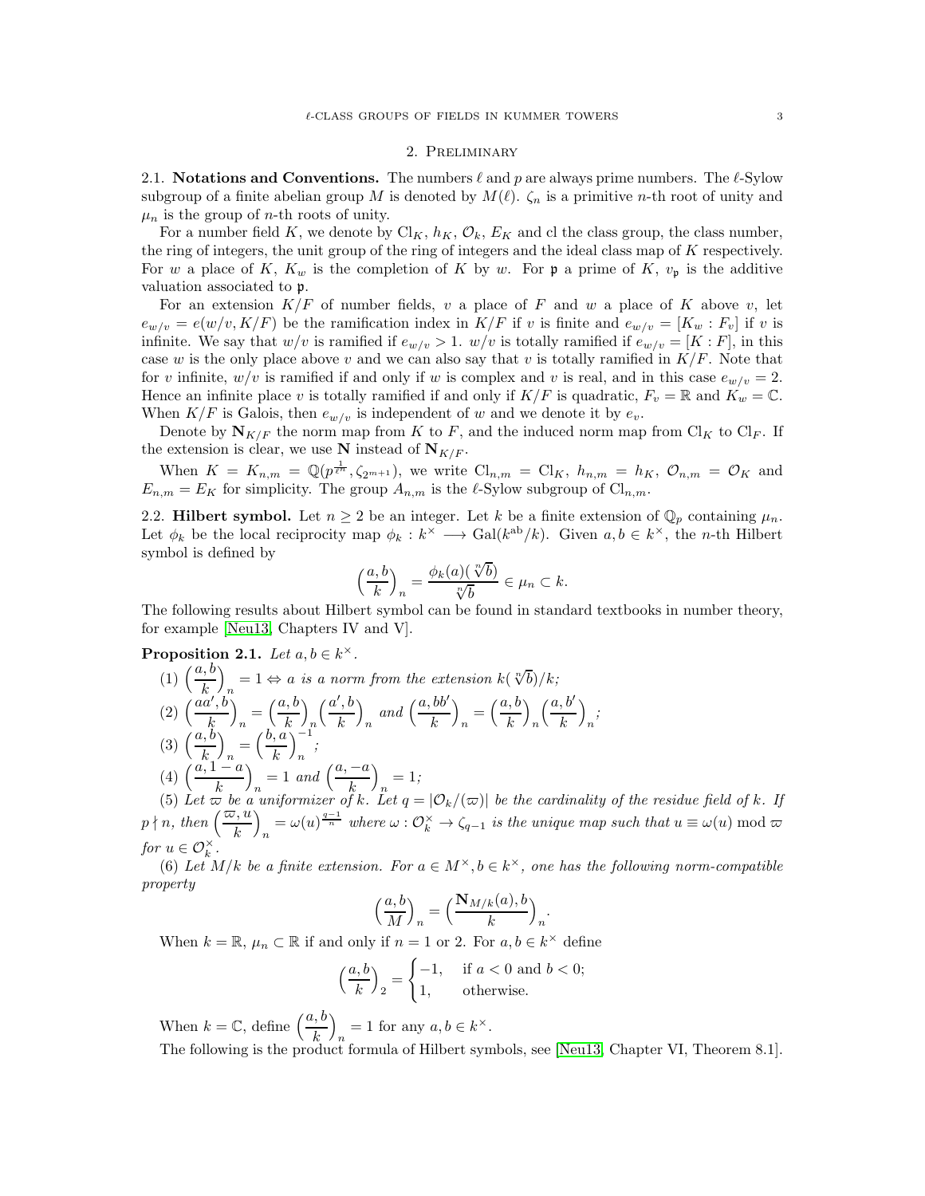## 2. Preliminary

**2.1. Notations and Conventions.** The numbers $\ell$ and $p$ are always prime numbers. The $\ell$-Sylow subgroup of a finite abelian group $M$ is denoted by $M(\ell)$. $\zeta_n$ is a primitive $n$-th root of unity and $\mu_n$ is the group of $n$-th roots of unity.

For a number field $K$, we denote by $\mathrm{Cl}_K$, $h_K$, $\mathcal{O}_k$, $E_K$ and cl the class group, the class number, the ring of integers, the unit group of the ring of integers and the ideal class map of $K$ respectively. For $w$ a place of $K$, $K_w$ is the completion of $K$ by $w$. For $\mathfrak{p}$ a prime of $K$, $v_{\mathfrak{p}}$ is the additive valuation associated to $\mathfrak{p}$.

For an extension $K/F$ of number fields, $v$ a place of $F$ and $w$ a place of $K$ above $v$, let $e_{w/v} = e(w/v, K/F)$ be the ramification index in $K/F$ if $v$ is finite and $e_{w/v} = [K_w : F_v]$ if $v$ is infinite. We say that $w/v$ is ramified if $e_{w/v} > 1$. $w/v$ is totally ramified if $e_{w/v} = [K : F]$, in this case $w$ is the only place above $v$ and we can also say that $v$ is totally ramified in $K/F$. Note that for $v$ infinite, $w/v$ is ramified if and only if $w$ is complex and $v$ is real, and in this case $e_{w/v} = 2$. Hence an infinite place $v$ is totally ramified if and only if $K/F$ is quadratic, $F_v = \mathbb{R}$ and $K_w = \mathbb{C}$. When $K/F$ is Galois, then $e_{w/v}$ is independent of $w$ and we denote it by $e_v$.

Denote by $\mathbf{N}_{K/F}$ the norm map from $K$ to $F$, and the induced norm map from $\mathrm{Cl}_K$ to $\mathrm{Cl}_F$. If the extension is clear, we use $\mathbf{N}$ instead of $\mathbf{N}_{K/F}$.

When $K = K_{n,m} = \mathbb{Q}(p^{\frac{1}{\ell^n}}, \zeta_{2^{m+1}})$, we write $\mathrm{Cl}_{n,m} = \mathrm{Cl}_K$, $h_{n,m} = h_K$, $\mathcal{O}_{n,m} = \mathcal{O}_K$ and $E_{n,m} = E_K$ for simplicity. The group $A_{n,m}$ is the $\ell$-Sylow subgroup of $\mathrm{Cl}_{n,m}$.

**2.2. Hilbert symbol.** Let $n \geq 2$ be an integer. Let $k$ be a finite extension of $\mathbb{Q}_p$ containing $\mu_n$. Let $\phi_k$ be the local reciprocity map $\phi_k : k^\times \longrightarrow \mathrm{Gal}(k^{\mathrm{ab}}/k)$. Given $a, b \in k^\times$, the $n$-th Hilbert symbol is defined by

$$\Big(\frac{a,b}{k}\Big)_n = \frac{\phi_k(a)(\sqrt[n]{b})}{\sqrt[n]{b}} \in \mu_n \subset k.$$

The following results about Hilbert symbol can be found in standard textbooks in number theory, for example [Neu13, Chapters IV and V].

**Proposition 2.1.** *Let $a, b \in k^\times$.*

(1) $\Big(\frac{a,b}{k}\Big)_n = 1 \Leftrightarrow$ *$a$ is a norm from the extension $k(\sqrt[n]{b})/k$;*

(2) $\Big(\frac{aa',b}{k}\Big)_n = \Big(\frac{a,b}{k}\Big)_n\Big(\frac{a',b}{k}\Big)_n$ *and* $\Big(\frac{a,bb'}{k}\Big)_n = \Big(\frac{a,b}{k}\Big)_n\Big(\frac{a,b'}{k}\Big)_n$*;*

(3) $\Big(\frac{a,b}{k}\Big)_n = \Big(\frac{b,a}{k}\Big)_n^{-1}$*;*

(4) $\Big(\frac{a,1-a}{k}\Big)_n = 1$ *and* $\Big(\frac{a,-a}{k}\Big)_n = 1$*;*

(5) *Let $\varpi$ be a uniformizer of $k$. Let $q = |\mathcal{O}_k/(\varpi)|$ be the cardinality of the residue field of $k$. If $p \nmid n$, then $\Big(\frac{\varpi,u}{k}\Big)_n = \omega(u)^{\frac{q-1}{n}}$ where $\omega : \mathcal{O}_k^\times \to \zeta_{q-1}$ is the unique map such that $u \equiv \omega(u) \bmod \varpi$ for $u \in \mathcal{O}_k^\times$.*

(6) *Let $M/k$ be a finite extension. For $a \in M^\times, b \in k^\times$, one has the following norm-compatible property*

$$\Big(\frac{a,b}{M}\Big)_n = \Big(\frac{\mathbf{N}_{M/k}(a),b}{k}\Big)_n.$$

When $k = \mathbb{R}$, $\mu_n \subset \mathbb{R}$ if and only if $n = 1$ or $2$. For $a, b \in k^\times$ define

$$\Big(\frac{a,b}{k}\Big)_2 = \begin{cases} -1, & \text{if } a < 0 \text{ and } b < 0; \\ 1, & \text{otherwise.} \end{cases}$$

When $k = \mathbb{C}$, define $\Big(\frac{a,b}{k}\Big)_n = 1$ for any $a, b \in k^\times$.

The following is the product formula of Hilbert symbols, see [Neu13, Chapter VI, Theorem 8.1].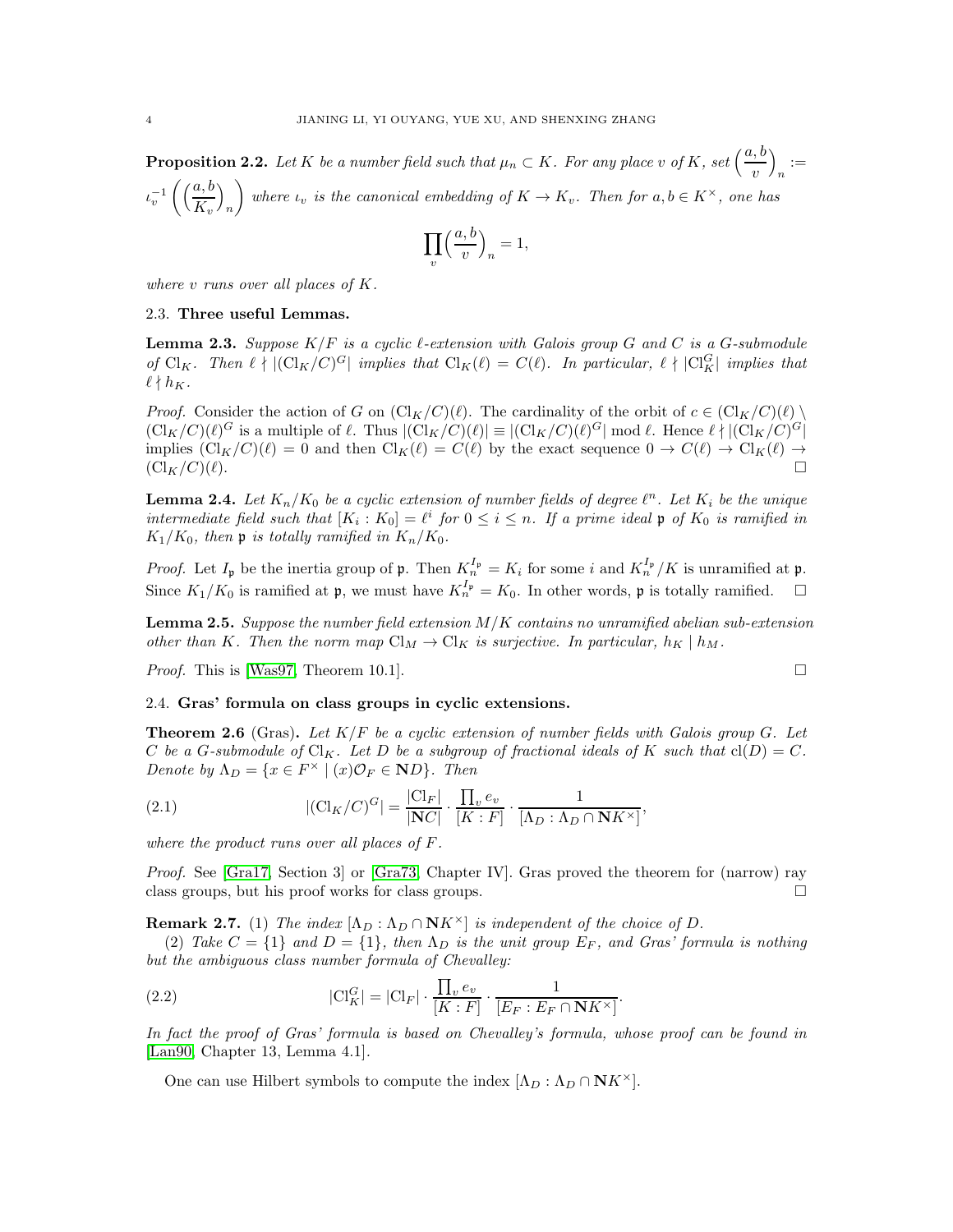**Proposition 2.2.** *Let $K$ be a number field such that $\mu_n \subset K$. For any place $v$ of $K$, set $\left(\frac{a,b}{v}\right)_n := \iota_v^{-1}\left(\left(\frac{a,b}{K_v}\right)_n\right)$ where $\iota_v$ is the canonical embedding of $K \to K_v$. Then for $a, b \in K^\times$, one has*

$$\prod_v \left(\frac{a,b}{v}\right)_n = 1,$$

*where $v$ runs over all places of $K$.*

### 2.3. Three useful Lemmas.

**Lemma 2.3.** *Suppose $K/F$ is a cyclic $\ell$-extension with Galois group $G$ and $C$ is a $G$-submodule of $\mathrm{Cl}_K$. Then $\ell \nmid |(\mathrm{Cl}_K/C)^G|$ implies that $\mathrm{Cl}_K(\ell) = C(\ell)$. In particular, $\ell \nmid |\mathrm{Cl}_K^G|$ implies that $\ell \nmid h_K$.*

*Proof.* Consider the action of $G$ on $(\mathrm{Cl}_K/C)(\ell)$. The cardinality of the orbit of $c \in (\mathrm{Cl}_K/C)(\ell) \setminus (\mathrm{Cl}_K/C)(\ell)^G$ is a multiple of $\ell$. Thus $|(\mathrm{Cl}_K/C)(\ell)| \equiv |(\mathrm{Cl}_K/C)(\ell)^G| \bmod \ell$. Hence $\ell \nmid |(\mathrm{Cl}_K/C)^G|$ implies $(\mathrm{Cl}_K/C)(\ell) = 0$ and then $\mathrm{Cl}_K(\ell) = C(\ell)$ by the exact sequence $0 \to C(\ell) \to \mathrm{Cl}_K(\ell) \to (\mathrm{Cl}_K/C)(\ell)$. □

**Lemma 2.4.** *Let $K_n/K_0$ be a cyclic extension of number fields of degree $\ell^n$. Let $K_i$ be the unique intermediate field such that $[K_i : K_0] = \ell^i$ for $0 \le i \le n$. If a prime ideal $\mathfrak{p}$ of $K_0$ is ramified in $K_1/K_0$, then $\mathfrak{p}$ is totally ramified in $K_n/K_0$.*

*Proof.* Let $I_\mathfrak{p}$ be the inertia group of $\mathfrak{p}$. Then $K_n^{I_\mathfrak{p}} = K_i$ for some $i$ and $K_n^{I_\mathfrak{p}}/K$ is unramified at $\mathfrak{p}$. Since $K_1/K_0$ is ramified at $\mathfrak{p}$, we must have $K_n^{I_\mathfrak{p}} = K_0$. In other words, $\mathfrak{p}$ is totally ramified. □

**Lemma 2.5.** *Suppose the number field extension $M/K$ contains no unramified abelian sub-extension other than $K$. Then the norm map $\mathrm{Cl}_M \to \mathrm{Cl}_K$ is surjective. In particular, $h_K \mid h_M$.*

*Proof.* This is [Was97, Theorem 10.1]. □

### 2.4. Gras' formula on class groups in cyclic extensions.

**Theorem 2.6** (Gras)**.** *Let $K/F$ be a cyclic extension of number fields with Galois group $G$. Let $C$ be a $G$-submodule of $\mathrm{Cl}_K$. Let $D$ be a subgroup of fractional ideals of $K$ such that $\mathrm{cl}(D) = C$. Denote by $\Lambda_D = \{x \in F^\times \mid (x)\mathcal{O}_F \in \mathbf{N}D\}$. Then*

$$|(\mathrm{Cl}_K/C)^G| = \frac{|\mathrm{Cl}_F|}{|\mathbf{N}C|} \cdot \frac{\prod_v e_v}{[K:F]} \cdot \frac{1}{[\Lambda_D : \Lambda_D \cap \mathbf{N}K^\times]}, \tag{2.1}$$

*where the product runs over all places of $F$.*

*Proof.* See [Gra17, Section 3] or [Gra73, Chapter IV]. Gras proved the theorem for (narrow) ray class groups, but his proof works for class groups. □

**Remark 2.7.** (1) *The index $[\Lambda_D : \Lambda_D \cap \mathbf{N}K^\times]$ is independent of the choice of $D$.*

(2) *Take $C = \{1\}$ and $D = \{1\}$, then $\Lambda_D$ is the unit group $E_F$, and Gras' formula is nothing but the ambiguous class number formula of Chevalley:*

$$|\mathrm{Cl}_K^G| = |\mathrm{Cl}_F| \cdot \frac{\prod_v e_v}{[K:F]} \cdot \frac{1}{[E_F : E_F \cap \mathbf{N}K^\times]}. \tag{2.2}$$

*In fact the proof of Gras' formula is based on Chevalley's formula, whose proof can be found in [Lan90, Chapter 13, Lemma 4.1].*

One can use Hilbert symbols to compute the index $[\Lambda_D : \Lambda_D \cap \mathbf{N}K^\times]$.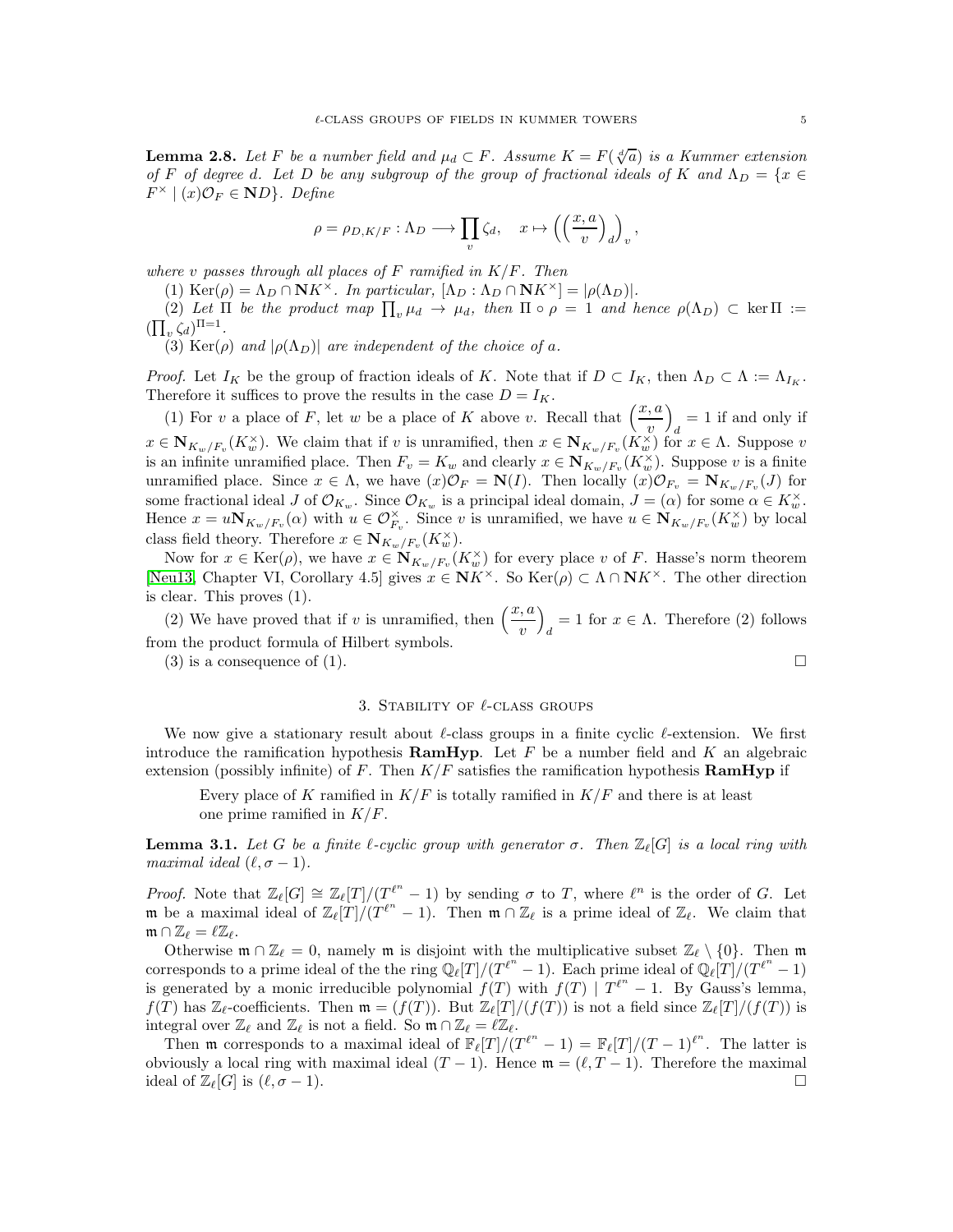**Lemma 2.8.** *Let $F$ be a number field and $\mu_d \subset F$. Assume $K = F(\sqrt[d]{a})$ is a Kummer extension of $F$ of degree $d$. Let $D$ be any subgroup of the group of fractional ideals of $K$ and $\Lambda_D = \{x \in F^\times \mid (x)\mathcal{O}_F \in \mathbf{N}D\}$. Define*

$$\rho = \rho_{D,K/F} : \Lambda_D \longrightarrow \prod_v \zeta_d, \quad x \mapsto \left(\left(\frac{x, a}{v}\right)_d\right)_v,$$

*where $v$ passes through all places of $F$ ramified in $K/F$. Then*

(1) $\mathrm{Ker}(\rho) = \Lambda_D \cap \mathbf{N}K^\times$. *In particular,* $[\Lambda_D : \Lambda_D \cap \mathbf{N}K^\times] = |\rho(\Lambda_D)|$.

(2) *Let $\Pi$ be the product map $\prod_v \mu_d \to \mu_d$, then $\Pi \circ \rho = 1$ and hence $\rho(\Lambda_D) \subset \ker \Pi := (\prod_v \zeta_d)^{\Pi=1}$.*

(3) $\mathrm{Ker}(\rho)$ *and* $|\rho(\Lambda_D)|$ *are independent of the choice of $a$.*

*Proof.* Let $I_K$ be the group of fraction ideals of $K$. Note that if $D \subset I_K$, then $\Lambda_D \subset \Lambda := \Lambda_{I_K}$. Therefore it suffices to prove the results in the case $D = I_K$.

(1) For $v$ a place of $F$, let $w$ be a place of $K$ above $v$. Recall that $\left(\frac{x, a}{v}\right)_d = 1$ if and only if $x \in \mathbf{N}_{K_w/F_v}(K_w^\times)$. We claim that if $v$ is unramified, then $x \in \mathbf{N}_{K_w/F_v}(K_w^\times)$ for $x \in \Lambda$. Suppose $v$ is an infinite unramified place. Then $F_v = K_w$ and clearly $x \in \mathbf{N}_{K_w/F_v}(K_w^\times)$. Suppose $v$ is a finite unramified place. Since $x \in \Lambda$, we have $(x)\mathcal{O}_F = \mathbf{N}(I)$. Then locally $(x)\mathcal{O}_{F_v} = \mathbf{N}_{K_w/F_v}(J)$ for some fractional ideal $J$ of $\mathcal{O}_{K_w}$. Since $\mathcal{O}_{K_w}$ is a principal ideal domain, $J = (\alpha)$ for some $\alpha \in K_w^\times$. Hence $x = u\mathbf{N}_{K_w/F_v}(\alpha)$ with $u \in \mathcal{O}_{F_v}^\times$. Since $v$ is unramified, we have $u \in \mathbf{N}_{K_w/F_v}(K_w^\times)$ by local class field theory. Therefore $x \in \mathbf{N}_{K_w/F_v}(K_w^\times)$.

Now for $x \in \mathrm{Ker}(\rho)$, we have $x \in \mathbf{N}_{K_w/F_v}(K_w^\times)$ for every place $v$ of $F$. Hasse's norm theorem [Neu13, Chapter VI, Corollary 4.5] gives $x \in \mathbf{N}K^\times$. So $\mathrm{Ker}(\rho) \subset \Lambda \cap \mathbf{N}K^\times$. The other direction is clear. This proves (1).

(2) We have proved that if $v$ is unramified, then $\left(\frac{x, a}{v}\right)_d = 1$ for $x \in \Lambda$. Therefore (2) follows from the product formula of Hilbert symbols.

(3) is a consequence of (1). $\square$

## 3. Stability of $\ell$-class groups

We now give a stationary result about $\ell$-class groups in a finite cyclic $\ell$-extension. We first introduce the ramification hypothesis **RamHyp**. Let $F$ be a number field and $K$ an algebraic extension (possibly infinite) of $F$. Then $K/F$ satisfies the ramification hypothesis **RamHyp** if

> Every place of $K$ ramified in $K/F$ is totally ramified in $K/F$ and there is at least one prime ramified in $K/F$.

**Lemma 3.1.** *Let $G$ be a finite $\ell$-cyclic group with generator $\sigma$. Then $\mathbb{Z}_\ell[G]$ is a local ring with maximal ideal $(\ell, \sigma - 1)$.*

*Proof.* Note that $\mathbb{Z}_\ell[G] \cong \mathbb{Z}_\ell[T]/(T^{\ell^n} - 1)$ by sending $\sigma$ to $T$, where $\ell^n$ is the order of $G$. Let $\mathfrak{m}$ be a maximal ideal of $\mathbb{Z}_\ell[T]/(T^{\ell^n} - 1)$. Then $\mathfrak{m} \cap \mathbb{Z}_\ell$ is a prime ideal of $\mathbb{Z}_\ell$. We claim that $\mathfrak{m} \cap \mathbb{Z}_\ell = \ell\mathbb{Z}_\ell$.

Otherwise $\mathfrak{m} \cap \mathbb{Z}_\ell = 0$, namely $\mathfrak{m}$ is disjoint with the multiplicative subset $\mathbb{Z}_\ell \setminus \{0\}$. Then $\mathfrak{m}$ corresponds to a prime ideal of the the ring $\mathbb{Q}_\ell[T]/(T^{\ell^n} - 1)$. Each prime ideal of $\mathbb{Q}_\ell[T]/(T^{\ell^n} - 1)$ is generated by a monic irreducible polynomial $f(T)$ with $f(T) \mid T^{\ell^n} - 1$. By Gauss's lemma, $f(T)$ has $\mathbb{Z}_\ell$-coefficients. Then $\mathfrak{m} = (f(T))$. But $\mathbb{Z}_\ell[T]/(f(T))$ is not a field since $\mathbb{Z}_\ell[T]/(f(T))$ is integral over $\mathbb{Z}_\ell$ and $\mathbb{Z}_\ell$ is not a field. So $\mathfrak{m} \cap \mathbb{Z}_\ell = \ell\mathbb{Z}_\ell$.

Then $\mathfrak{m}$ corresponds to a maximal ideal of $\mathbb{F}_\ell[T]/(T^{\ell^n} - 1) = \mathbb{F}_\ell[T]/(T - 1)^{\ell^n}$. The latter is obviously a local ring with maximal ideal $(T - 1)$. Hence $\mathfrak{m} = (\ell, T - 1)$. Therefore the maximal ideal of $\mathbb{Z}_\ell[G]$ is $(\ell, \sigma - 1)$. $\square$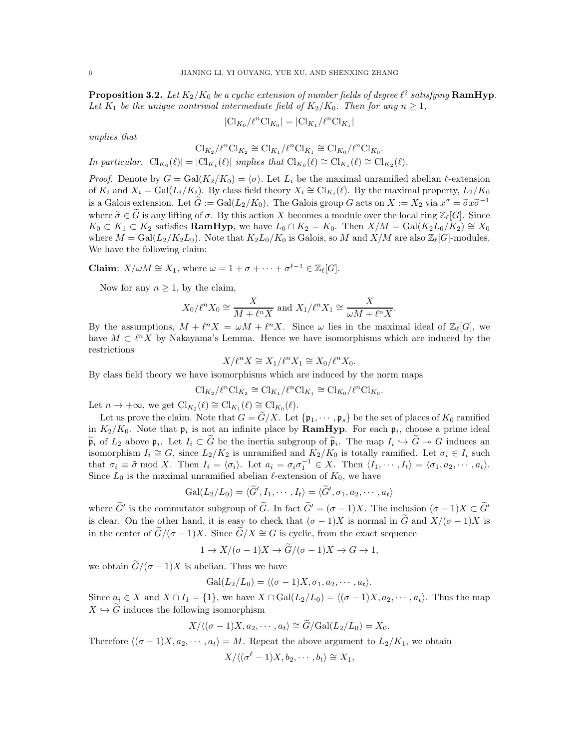**Proposition 3.2.** *Let $K_2/K_0$ be a cyclic extension of number fields of degree $\ell^2$ satisfying* **RamHyp**. *Let $K_1$ be the unique nontrivial intermediate field of $K_2/K_0$. Then for any $n \geq 1$,*

$$|\mathrm{Cl}_{K_0}/\ell^n\mathrm{Cl}_{K_0}| = |\mathrm{Cl}_{K_1}/\ell^n\mathrm{Cl}_{K_1}|$$

*implies that*

$$\mathrm{Cl}_{K_2}/\ell^n\mathrm{Cl}_{K_2} \cong \mathrm{Cl}_{K_1}/\ell^n\mathrm{Cl}_{K_1} \cong \mathrm{Cl}_{K_0}/\ell^n\mathrm{Cl}_{K_0}.$$

*In particular, $|\mathrm{Cl}_{K_0}(\ell)| = |\mathrm{Cl}_{K_1}(\ell)|$ implies that $\mathrm{Cl}_{K_0}(\ell) \cong \mathrm{Cl}_{K_1}(\ell) \cong \mathrm{Cl}_{K_2}(\ell)$.*

*Proof.* Denote by $G = \mathrm{Gal}(K_2/K_0) = \langle\sigma\rangle$. Let $L_i$ be the maximal unramified abelian $\ell$-extension of $K_i$ and $X_i = \mathrm{Gal}(L_i/K_i)$. By class field theory $X_i \cong \mathrm{Cl}_{K_i}(\ell)$. By the maximal property, $L_2/K_0$ is a Galois extension. Let $\widetilde{G} := \mathrm{Gal}(L_2/K_0)$. The Galois group $G$ acts on $X := X_2$ via $x^\sigma = \widetilde{\sigma}x\widetilde{\sigma}^{-1}$ where $\widetilde{\sigma} \in \widetilde{G}$ is any lifting of $\sigma$. By this action $X$ becomes a module over the local ring $\mathbb{Z}_\ell[G]$. Since $K_0 \subset K_1 \subset K_2$ satisfies **RamHyp**, we have $L_0 \cap K_2 = K_0$. Then $X/M = \mathrm{Gal}(K_2L_0/K_2) \cong X_0$ where $M = \mathrm{Gal}(L_2/K_2L_0)$. Note that $K_2L_0/K_0$ is Galois, so $M$ and $X/M$ are also $\mathbb{Z}_\ell[G]$-modules. We have the following claim:

**Claim**: $X/\omega M \cong X_1$, where $\omega = 1 + \sigma + \cdots + \sigma^{\ell-1} \in \mathbb{Z}_\ell[G]$.

Now for any $n \geq 1$, by the claim,

$$X_0/\ell^n X_0 \cong \frac{X}{M + \ell^n X} \text{ and } X_1/\ell^n X_1 \cong \frac{X}{\omega M + \ell^n X}.$$

By the assumptions, $M + \ell^n X = \omega M + \ell^n X$. Since $\omega$ lies in the maximal ideal of $\mathbb{Z}_\ell[G]$, we have $M \subset \ell^n X$ by Nakayama's Lemma. Hence we have isomorphisms which are induced by the restrictions

$$X/\ell^n X \cong X_1/\ell^n X_1 \cong X_0/\ell^n X_0.$$

By class field theory we have isomorphisms which are induced by the norm maps

$$\mathrm{Cl}_{K_2}/\ell^n\mathrm{Cl}_{K_2} \cong \mathrm{Cl}_{K_1}/\ell^n\mathrm{Cl}_{K_1} \cong \mathrm{Cl}_{K_0}/\ell^n\mathrm{Cl}_{K_0}.$$

Let $n \to +\infty$, we get $\mathrm{Cl}_{K_2}(\ell) \cong \mathrm{Cl}_{K_1}(\ell) \cong \mathrm{Cl}_{K_0}(\ell)$.

Let us prove the claim. Note that $G = \widetilde{G}/X$. Let $\{\mathfrak{p}_1, \cdots, \mathfrak{p}_s\}$ be the set of places of $K_0$ ramified in $K_2/K_0$. Note that $\mathfrak{p}_i$ is not an infinite place by **RamHyp**. For each $\mathfrak{p}_i$, choose a prime ideal $\widetilde{\mathfrak{p}}_i$ of $L_2$ above $\mathfrak{p}_i$. Let $I_i \subset \widetilde{G}$ be the inertia subgroup of $\widetilde{\mathfrak{p}}_i$. The map $I_i \hookrightarrow \widetilde{G} \twoheadrightarrow G$ induces an isomorphism $I_i \cong G$, since $L_2/K_2$ is unramified and $K_2/K_0$ is totally ramified. Let $\sigma_i \in I_i$ such that $\sigma_i \equiv \tilde{\sigma} \bmod X$. Then $I_i = \langle\sigma_i\rangle$. Let $a_i = \sigma_i\sigma_1^{-1} \in X$. Then $\langle I_1, \cdots, I_t\rangle = \langle\sigma_1, a_2, \cdots, a_t\rangle$. Since $L_0$ is the maximal unramified abelian $\ell$-extension of $K_0$, we have

$$\mathrm{Gal}(L_2/L_0) = \langle\widetilde{G}', I_1, \cdots, I_t\rangle = \langle\widetilde{G}', \sigma_1, a_2, \cdots, a_t\rangle$$

where $\widetilde{G}'$ is the commutator subgroup of $\widetilde{G}$. In fact $\widetilde{G}' = (\sigma - 1)X$. The inclusion $(\sigma - 1)X \subset \widetilde{G}'$ is clear. On the other hand, it is easy to check that $(\sigma - 1)X$ is normal in $\widetilde{G}$ and $X/(\sigma - 1)X$ is in the center of $\widetilde{G}/(\sigma - 1)X$. Since $\widetilde{G}/X \cong G$ is cyclic, from the exact sequence

$$1 \to X/(\sigma - 1)X \to \widetilde{G}/(\sigma - 1)X \to G \to 1,$$

we obtain $\widetilde{G}/(\sigma - 1)X$ is abelian. Thus we have

$$\mathrm{Gal}(L_2/L_0) = \langle(\sigma - 1)X, \sigma_1, a_2, \cdots, a_t\rangle.$$

Since $a_i \in X$ and $X \cap I_1 = \{1\}$, we have $X \cap \mathrm{Gal}(L_2/L_0) = \langle(\sigma - 1)X, a_2, \cdots, a_t\rangle$. Thus the map $X \hookrightarrow \widetilde{G}$ induces the following isomorphism

$$X/\langle(\sigma - 1)X, a_2, \cdots, a_t\rangle \cong \widetilde{G}/\mathrm{Gal}(L_2/L_0) = X_0.$$

Therefore $\langle(\sigma - 1)X, a_2, \cdots, a_t\rangle = M$. Repeat the above argument to $L_2/K_1$, we obtain

$$X/\langle(\sigma^\ell - 1)X, b_2, \cdots, b_t\rangle \cong X_1,$$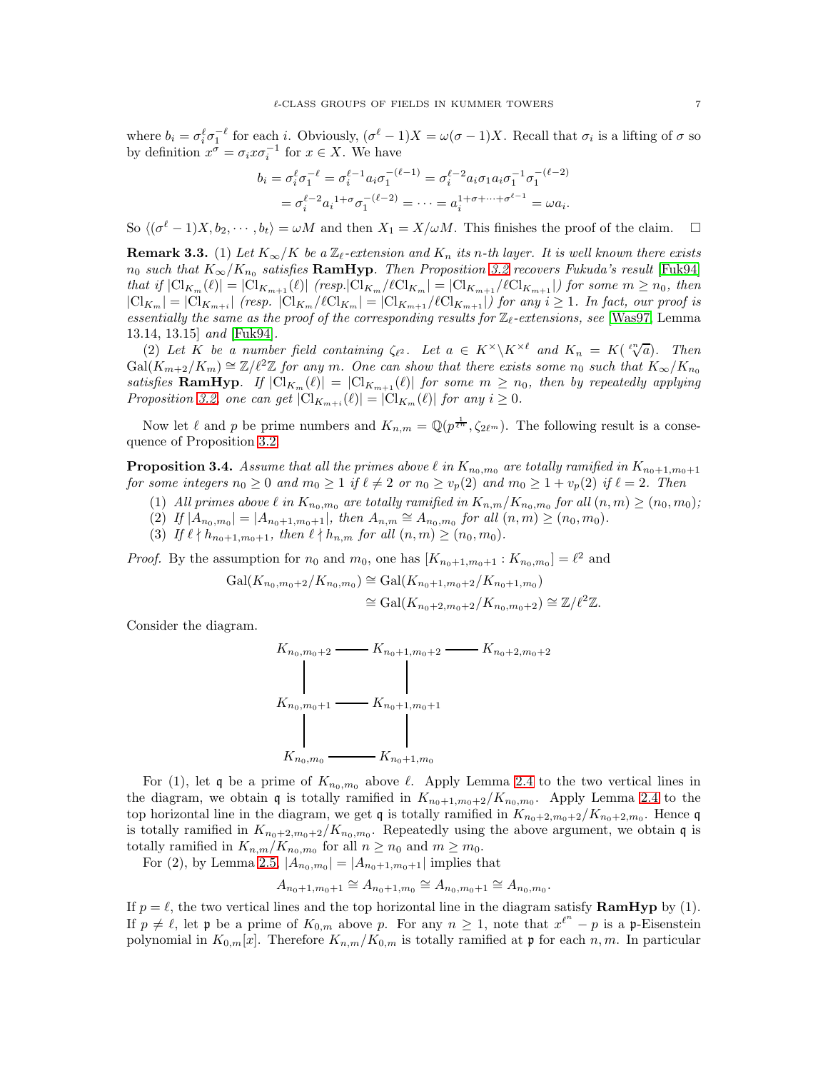where $b_i = \sigma_i^\ell \sigma_1^{-\ell}$ for each $i$. Obviously, $(\sigma^\ell - 1)X = \omega(\sigma - 1)X$. Recall that $\sigma_i$ is a lifting of $\sigma$ so by definition $x^\sigma = \sigma_i x \sigma_i^{-1}$ for $x \in X$. We have

$$
\begin{aligned}
b_i = \sigma_i^\ell \sigma_1^{-\ell} &= \sigma_i^{\ell-1} a_i \sigma_1^{-(\ell-1)} = \sigma_i^{\ell-2} a_i \sigma_1 a_i \sigma_1^{-1} \sigma_1^{-(\ell-2)} \\
&= \sigma_i^{\ell-2} a_i^{1+\sigma} \sigma_1^{-(\ell-2)} = \cdots = a_i^{1+\sigma+\cdots+\sigma^{\ell-1}} = \omega a_i.
\end{aligned}
$$

So $\langle (\sigma^\ell - 1)X, b_2, \cdots, b_t \rangle = \omega M$ and then $X_1 = X/\omega M$. This finishes the proof of the claim. $\square$

**Remark 3.3.** *(1) Let $K_\infty/K$ be a $\mathbb{Z}_\ell$-extension and $K_n$ its $n$-th layer. It is well known there exists $n_0$ such that $K_\infty/K_{n_0}$ satisfies* **RamHyp**. *Then Proposition 3.2 recovers Fukuda's result [Fuk94] that if $|\mathrm{Cl}_{K_m}(\ell)| = |\mathrm{Cl}_{K_{m+1}}(\ell)|$ (resp. $|\mathrm{Cl}_{K_m}/\ell\mathrm{Cl}_{K_m}| = |\mathrm{Cl}_{K_{m+1}}/\ell\mathrm{Cl}_{K_{m+1}}|$) for some $m \geq n_0$, then $|\mathrm{Cl}_{K_m}| = |\mathrm{Cl}_{K_{m+i}}|$ (resp. $|\mathrm{Cl}_{K_m}/\ell\mathrm{Cl}_{K_m}| = |\mathrm{Cl}_{K_{m+1}}/\ell\mathrm{Cl}_{K_{m+1}}|$) for any $i \geq 1$. In fact, our proof is essentially the same as the proof of the corresponding results for $\mathbb{Z}_\ell$-extensions, see [Was97, Lemma 13.14, 13.15] and [Fuk94].*

*(2) Let $K$ be a number field containing $\zeta_{\ell^2}$. Let $a \in K^\times \backslash K^{\times \ell}$ and $K_n = K(\sqrt[\ell^n]{a})$. Then $\mathrm{Gal}(K_{m+2}/K_m) \cong \mathbb{Z}/\ell^2\mathbb{Z}$ for any $m$. One can show that there exists some $n_0$ such that $K_\infty/K_{n_0}$ satisfies* **RamHyp**. *If $|\mathrm{Cl}_{K_m}(\ell)| = |\mathrm{Cl}_{K_{m+1}}(\ell)|$ for some $m \geq n_0$, then by repeatedly applying Proposition 3.2, one can get $|\mathrm{Cl}_{K_{m+i}}(\ell)| = |\mathrm{Cl}_{K_m}(\ell)|$ for any $i \geq 0$.*

Now let $\ell$ and $p$ be prime numbers and $K_{n,m} = \mathbb{Q}(p^{\frac{1}{\ell^n}}, \zeta_{2\ell^m})$. The following result is a consequence of Proposition 3.2.

**Proposition 3.4.** *Assume that all the primes above $\ell$ in $K_{n_0,m_0}$ are totally ramified in $K_{n_0+1,m_0+1}$ for some integers $n_0 \geq 0$ and $m_0 \geq 1$ if $\ell \neq 2$ or $n_0 \geq v_p(2)$ and $m_0 \geq 1 + v_p(2)$ if $\ell = 2$. Then*

1. *All primes above $\ell$ in $K_{n_0,m_0}$ are totally ramified in $K_{n,m}/K_{n_0,m_0}$ for all $(n,m) \geq (n_0,m_0)$;*
2. *If $|A_{n_0,m_0}| = |A_{n_0+1,m_0+1}|$, then $A_{n,m} \cong A_{n_0,m_0}$ for all $(n,m) \geq (n_0,m_0)$.*
3. *If $\ell \nmid h_{n_0+1,m_0+1}$, then $\ell \nmid h_{n,m}$ for all $(n,m) \geq (n_0,m_0)$.*

*Proof.* By the assumption for $n_0$ and $m_0$, one has $[K_{n_0+1,m_0+1} : K_{n_0,m_0}] = \ell^2$ and

$$
\begin{aligned}
\mathrm{Gal}(K_{n_0,m_0+2}/K_{n_0,m_0}) &\cong \mathrm{Gal}(K_{n_0+1,m_0+2}/K_{n_0+1,m_0}) \\
&\cong \mathrm{Gal}(K_{n_0+2,m_0+2}/K_{n_0,m_0+2}) \cong \mathbb{Z}/\ell^2\mathbb{Z}.
\end{aligned}
$$

Consider the diagram.

$$
\begin{array}{ccccc}
K_{n_0,m_0+2} & \text{———} & K_{n_0+1,m_0+2} & \text{———} & K_{n_0+2,m_0+2} \\
| & & | & & \\
K_{n_0,m_0+1} & \text{———} & K_{n_0+1,m_0+1} & & \\
| & & | & & \\
K_{n_0,m_0} & \text{———} & K_{n_0+1,m_0} & &
\end{array}
$$

For (1), let $\mathfrak{q}$ be a prime of $K_{n_0,m_0}$ above $\ell$. Apply Lemma 2.4 to the two vertical lines in the diagram, we obtain $\mathfrak{q}$ is totally ramified in $K_{n_0+1,m_0+2}/K_{n_0,m_0}$. Apply Lemma 2.4 to the top horizontal line in the diagram, we get $\mathfrak{q}$ is totally ramified in $K_{n_0+2,m_0+2}/K_{n_0+2,m_0}$. Hence $\mathfrak{q}$ is totally ramified in $K_{n_0+2,m_0+2}/K_{n_0,m_0}$. Repeatedly using the above argument, we obtain $\mathfrak{q}$ is totally ramified in $K_{n,m}/K_{n_0,m_0}$ for all $n \geq n_0$ and $m \geq m_0$.

For (2), by Lemma 2.5, $|A_{n_0,m_0}| = |A_{n_0+1,m_0+1}|$ implies that

$$
A_{n_0+1,m_0+1} \cong A_{n_0+1,m_0} \cong A_{n_0,m_0+1} \cong A_{n_0,m_0}.
$$

If $p = \ell$, the two vertical lines and the top horizontal line in the diagram satisfy **RamHyp** by (1). If $p \neq \ell$, let $\mathfrak{p}$ be a prime of $K_{0,m}$ above $p$. For any $n \geq 1$, note that $x^{\ell^n} - p$ is a $\mathfrak{p}$-Eisenstein polynomial in $K_{0,m}[x]$. Therefore $K_{n,m}/K_{0,m}$ is totally ramified at $\mathfrak{p}$ for each $n, m$. In particular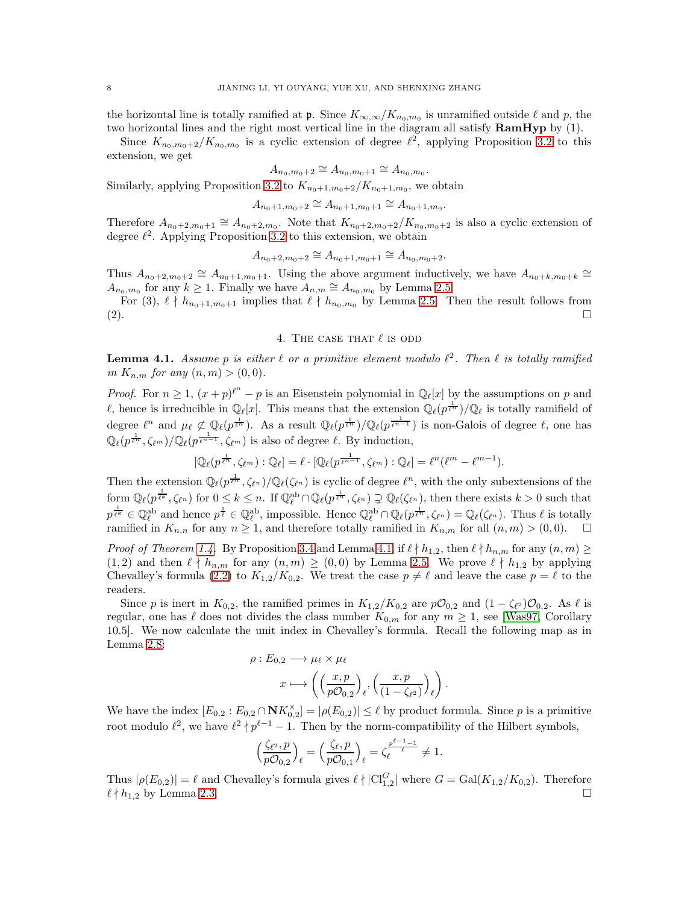the horizontal line is totally ramified at $\mathfrak{p}$. Since $K_{\infty,\infty}/K_{n_0,m_0}$ is unramified outside $\ell$ and $p$, the two horizontal lines and the right most vertical line in the diagram all satisfy **RamHyp** by (1).

Since $K_{n_0,m_0+2}/K_{n_0,m_0}$ is a cyclic extension of degree $\ell^2$, applying Proposition 3.2 to this extension, we get

$$A_{n_0,m_0+2} \cong A_{n_0,m_0+1} \cong A_{n_0,m_0}.$$

Similarly, applying Proposition 3.2 to $K_{n_0+1,m_0+2}/K_{n_0+1,m_0}$, we obtain

$$A_{n_0+1,m_0+2} \cong A_{n_0+1,m_0+1} \cong A_{n_0+1,m_0}.$$

Therefore $A_{n_0+2,m_0+1} \cong A_{n_0+2,m_0}$. Note that $K_{n_0+2,m_0+2}/K_{n_0,m_0+2}$ is also a cyclic extension of degree $\ell^2$. Applying Proposition 3.2 to this extension, we obtain

$$A_{n_0+2,m_0+2} \cong A_{n_0+1,m_0+1} \cong A_{n_0,m_0+2}.$$

Thus $A_{n_0+2,m_0+2} \cong A_{n_0+1,m_0+1}$. Using the above argument inductively, we have $A_{n_0+k,m_0+k} \cong A_{n_0,m_0}$ for any $k \geq 1$. Finally we have $A_{n,m} \cong A_{n_0,m_0}$ by Lemma 2.5.

For (3), $\ell \nmid h_{n_0+1,m_0+1}$ implies that $\ell \nmid h_{n_0,m_0}$ by Lemma 2.5. Then the result follows from (2). $\square$

## 4. The case that $\ell$ is odd

**Lemma 4.1.** *Assume $p$ is either $\ell$ or a primitive element modulo $\ell^2$. Then $\ell$ is totally ramified in $K_{n,m}$ for any $(n,m) > (0,0)$.*

*Proof.* For $n \geq 1$, $(x+p)^{\ell^n} - p$ is an Eisenstein polynomial in $\mathbb{Q}_\ell[x]$ by the assumptions on $p$ and $\ell$, hence is irreducible in $\mathbb{Q}_\ell[x]$. This means that the extension $\mathbb{Q}_\ell(p^{\frac{1}{\ell^n}})/\mathbb{Q}_\ell$ is totally ramifield of degree $\ell^n$ and $\mu_\ell \not\subset \mathbb{Q}_\ell(p^{\frac{1}{\ell^n}})$. As a result $\mathbb{Q}_\ell(p^{\frac{1}{\ell^n}})/\mathbb{Q}_\ell(p^{\frac{1}{\ell^{n-1}}})$ is non-Galois of degree $\ell$, one has $\mathbb{Q}_\ell(p^{\frac{1}{\ell^n}}, \zeta_{\ell^m})/\mathbb{Q}_\ell(p^{\frac{1}{\ell^{n-1}}}, \zeta_{\ell^m})$ is also of degree $\ell$. By induction,

$$[\mathbb{Q}_\ell(p^{\frac{1}{\ell^n}}, \zeta_{\ell^m}) : \mathbb{Q}_\ell] = \ell \cdot [\mathbb{Q}_\ell(p^{\frac{1}{\ell^{n-1}}}, \zeta_{\ell^m}) : \mathbb{Q}_\ell] = \ell^n(\ell^m - \ell^{m-1}).$$

Then the extension $\mathbb{Q}_\ell(p^{\frac{1}{\ell^n}}, \zeta_{\ell^n})/\mathbb{Q}_\ell(\zeta_{\ell^n})$ is cyclic of degree $\ell^n$, with the only subextensions of the form $\mathbb{Q}_\ell(p^{\frac{1}{\ell^k}}, \zeta_{\ell^n})$ for $0 \leq k \leq n$. If $\mathbb{Q}_\ell^{\mathrm{ab}} \cap \mathbb{Q}_\ell(p^{\frac{1}{\ell^n}}, \zeta_{\ell^n}) \supsetneq \mathbb{Q}_\ell(\zeta_{\ell^n})$, then there exists $k > 0$ such that $p^{\frac{1}{\ell^k}} \in \mathbb{Q}_\ell^{\mathrm{ab}}$ and hence $p^{\frac{1}{\ell}} \in \mathbb{Q}_\ell^{\mathrm{ab}}$, impossible. Hence $\mathbb{Q}_\ell^{\mathrm{ab}} \cap \mathbb{Q}_\ell(p^{\frac{1}{\ell^n}}, \zeta_{\ell^n}) = \mathbb{Q}_\ell(\zeta_{\ell^n})$. Thus $\ell$ is totally ramified in $K_{n,n}$ for any $n \geq 1$, and therefore totally ramified in $K_{n,m}$ for all $(n,m) > (0,0)$. $\square$

*Proof of Theorem 1.4.* By Proposition 3.4 and Lemma 4.1, if $\ell \nmid h_{1,2}$, then $\ell \nmid h_{n,m}$ for any $(n,m) \geq (1,2)$ and then $\ell \nmid h_{n,m}$ for any $(n,m) \geq (0,0)$ by Lemma 2.5. We prove $\ell \nmid h_{1,2}$ by applying Chevalley's formula (2.2) to $K_{1,2}/K_{0,2}$. We treat the case $p \neq \ell$ and leave the case $p = \ell$ to the readers.

Since $p$ is inert in $K_{0,2}$, the ramified primes in $K_{1,2}/K_{0,2}$ are $p\mathcal{O}_{0,2}$ and $(1-\zeta_{\ell^2})\mathcal{O}_{0,2}$. As $\ell$ is regular, one has $\ell$ does not divides the class number $K_{0,m}$ for any $m \geq 1$, see [Was97, Corollary 10.5]. We now calculate the unit index in Chevalley's formula. Recall the following map as in Lemma 2.8:

$$\begin{aligned} \rho : E_{0,2} &\longrightarrow \mu_\ell \times \mu_\ell \\ x &\longmapsto \left( \left( \frac{x,p}{p\mathcal{O}_{0,2}} \right)_\ell, \left( \frac{x,p}{(1-\zeta_{\ell^2})} \right)_\ell \right). \end{aligned}$$

We have the index $[E_{0,2} : E_{0,2} \cap \mathbf{N}K_{0,2}^\times] = |\rho(E_{0,2})| \leq \ell$ by product formula. Since $p$ is a primitive root modulo $\ell^2$, we have $\ell^2 \nmid p^{\ell-1} - 1$. Then by the norm-compatibility of the Hilbert symbols,

$$\left( \frac{\zeta_{\ell^2}, p}{p\mathcal{O}_{0,2}} \right)_\ell = \left( \frac{\zeta_\ell, p}{p\mathcal{O}_{0,1}} \right)_\ell = \zeta_\ell^{\frac{p^{\ell-1}-1}{\ell}} \neq 1.$$

Thus $|\rho(E_{0,2})| = \ell$ and Chevalley's formula gives $\ell \nmid |\mathrm{Cl}_{1,2}^G|$ where $G = \mathrm{Gal}(K_{1,2}/K_{0,2})$. Therefore $\ell \nmid h_{1,2}$ by Lemma 2.3. $\square$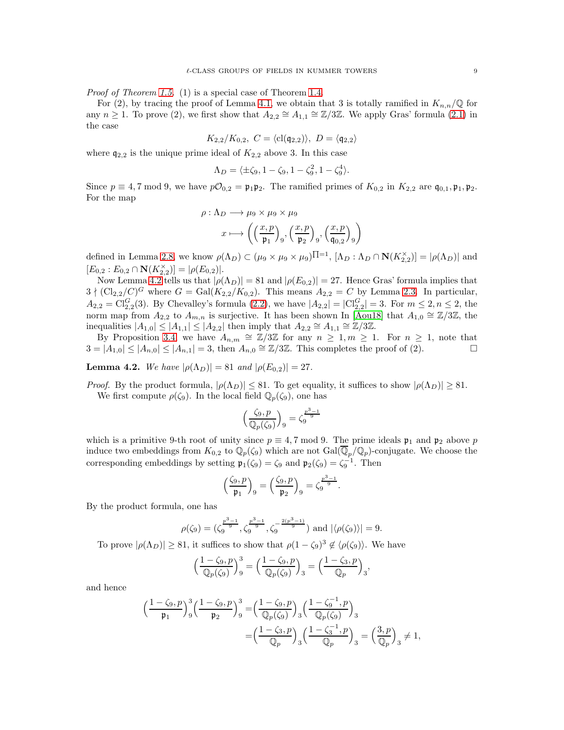*Proof of Theorem 1.5.* (1) is a special case of Theorem 1.4.

For (2), by tracing the proof of Lemma 4.1, we obtain that 3 is totally ramified in $K_{n,n}/\mathbb{Q}$ for any $n \geq 1$. To prove (2), we first show that $A_{2,2} \cong A_{1,1} \cong \mathbb{Z}/3\mathbb{Z}$. We apply Gras' formula (2.1) in the case

$$K_{2,2}/K_{0,2},\ C = \langle \mathrm{cl}(\mathfrak{q}_{2,2}) \rangle,\ D = \langle \mathfrak{q}_{2,2} \rangle$$

where $\mathfrak{q}_{2,2}$ is the unique prime ideal of $K_{2,2}$ above 3. In this case

$$\Lambda_D = \langle \pm\zeta_9, 1-\zeta_9, 1-\zeta_9^2, 1-\zeta_9^4 \rangle.$$

Since $p \equiv 4, 7 \bmod 9$, we have $p\mathcal{O}_{0,2} = \mathfrak{p}_1\mathfrak{p}_2$. The ramified primes of $K_{0,2}$ in $K_{2,2}$ are $\mathfrak{q}_{0,1}, \mathfrak{p}_1, \mathfrak{p}_2$. For the map

$$\rho : \Lambda_D \longrightarrow \mu_9 \times \mu_9 \times \mu_9$$
$$x \longmapsto \left( \Big(\frac{x,p}{\mathfrak{p}_1}\Big)_9, \Big(\frac{x,p}{\mathfrak{p}_2}\Big)_9, \Big(\frac{x,p}{\mathfrak{q}_{0,2}}\Big)_9 \right)$$

defined in Lemma 2.8, we know $\rho(\Lambda_D) \subset (\mu_9 \times \mu_9 \times \mu_9)^{\Pi=1}$, $[\Lambda_D : \Lambda_D \cap \mathbf{N}(K_{2,2}^\times)] = |\rho(\Lambda_D)|$ and $[E_{0,2} : E_{0,2} \cap \mathbf{N}(K_{2,2}^\times)] = |\rho(E_{0,2})|$.

Now Lemma 4.2 tells us that $|\rho(\Lambda_D)| = 81$ and $|\rho(E_{0,2})| = 27$. Hence Gras' formula implies that $3 \nmid (\mathrm{Cl}_{2,2}/C)^G$ where $G = \mathrm{Gal}(K_{2,2}/K_{0,2})$. This means $A_{2,2} = C$ by Lemma 2.3. In particular, $A_{2,2} = \mathrm{Cl}_{2,2}^G(3)$. By Chevalley's formula (2.2), we have $|A_{2,2}| = |\mathrm{Cl}_{2,2}^G| = 3$. For $m \leq 2, n \leq 2$, the norm map from $A_{2,2}$ to $A_{m,n}$ is surjective. It has been shown In [Aou18] that $A_{1,0} \cong \mathbb{Z}/3\mathbb{Z}$, the inequalities $|A_{1,0}| \leq |A_{1,1}| \leq |A_{2,2}|$ then imply that $A_{2,2} \cong A_{1,1} \cong \mathbb{Z}/3\mathbb{Z}$.

By Proposition 3.4 we have $A_{n,m} \cong \mathbb{Z}/3\mathbb{Z}$ for any $n \geq 1, m \geq 1$. For $n \geq 1$, note that $3 = |A_{1,0}| \leq |A_{n,0}| \leq |A_{n,1}| = 3$, then $A_{n,0} \cong \mathbb{Z}/3\mathbb{Z}$. This completes the proof of (2). $\square$

**Lemma 4.2.** *We have $|\rho(\Lambda_D)| = 81$ and $|\rho(E_{0,2})| = 27$.*

*Proof.* By the product formula, $|\rho(\Lambda_D)| \leq 81$. To get equality, it suffices to show $|\rho(\Lambda_D)| \geq 81$.

We first compute $\rho(\zeta_9)$. In the local field $\mathbb{Q}_p(\zeta_9)$, one has

$$\Big(\frac{\zeta_9, p}{\mathbb{Q}_p(\zeta_9)}\Big)_9 = \zeta_9^{\frac{p^3-1}{9}}$$

which is a primitive 9-th root of unity since $p \equiv 4, 7 \bmod 9$. The prime ideals $\mathfrak{p}_1$ and $\mathfrak{p}_2$ above $p$ induce two embeddings from $K_{0,2}$ to $\mathbb{Q}_p(\zeta_9)$ which are not $\mathrm{Gal}(\overline{\mathbb{Q}}_p/\mathbb{Q}_p)$-conjugate. We choose the corresponding embeddings by setting $\mathfrak{p}_1(\zeta_9) = \zeta_9$ and $\mathfrak{p}_2(\zeta_9) = \zeta_9^{-1}$. Then

$$\Big(\frac{\zeta_9, p}{\mathfrak{p}_1}\Big)_9 = \Big(\frac{\zeta_9, p}{\mathfrak{p}_2}\Big)_9 = \zeta_9^{\frac{p^3-1}{9}}.$$

By the product formula, one has

$$\rho(\zeta_9) = (\zeta_9^{\frac{p^3-1}{9}}, \zeta_9^{\frac{p^3-1}{9}}, \zeta_9^{-\frac{2(p^3-1)}{9}}) \text{ and } |\langle \rho(\zeta_9) \rangle| = 9.$$

To prove $|\rho(\Lambda_D)| \geq 81$, it suffices to show that $\rho(1-\zeta_9)^3 \notin \langle \rho(\zeta_9) \rangle$. We have

$$\Big(\frac{1-\zeta_9, p}{\mathbb{Q}_p(\zeta_9)}\Big)_9^3 = \Big(\frac{1-\zeta_9, p}{\mathbb{Q}_p(\zeta_9)}\Big)_3 = \Big(\frac{1-\zeta_3, p}{\mathbb{Q}_p}\Big)_3,$$

and hence

$$\begin{aligned}
\Big(\frac{1-\zeta_9, p}{\mathfrak{p}_1}\Big)_9^3 \Big(\frac{1-\zeta_9, p}{\mathfrak{p}_2}\Big)_9^3 &= \Big(\frac{1-\zeta_9, p}{\mathbb{Q}_p(\zeta_9)}\Big)_3 \Big(\frac{1-\zeta_9^{-1}, p}{\mathbb{Q}_p(\zeta_9)}\Big)_3 \\
&= \Big(\frac{1-\zeta_3, p}{\mathbb{Q}_p}\Big)_3 \Big(\frac{1-\zeta_3^{-1}, p}{\mathbb{Q}_p}\Big)_3 = \Big(\frac{3, p}{\mathbb{Q}_p}\Big)_3 \neq 1,
\end{aligned}$$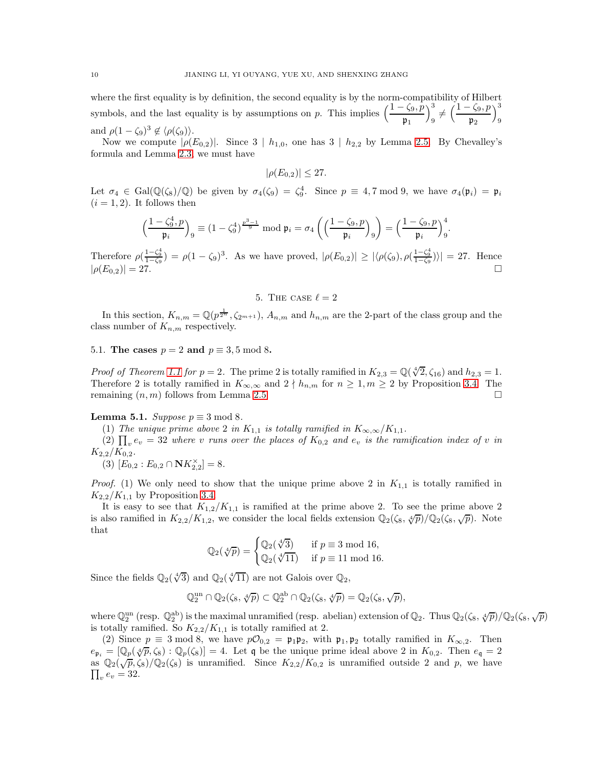where the first equality is by definition, the second equality is by the norm-compatibility of Hilbert symbols, and the last equality is by assumptions on $p$. This implies $\Big(\dfrac{1-\zeta_9,p}{\mathfrak{p}_1}\Big)_9^3 \neq \Big(\dfrac{1-\zeta_9,p}{\mathfrak{p}_2}\Big)_9^3$ and $\rho(1-\zeta_9)^3 \notin \langle \rho(\zeta_9)\rangle$.

Now we compute $|\rho(E_{0,2})|$. Since $3 \mid h_{1,0}$, one has $3 \mid h_{2,2}$ by Lemma 2.5. By Chevalley's formula and Lemma 2.3, we must have

$$|\rho(E_{0,2})| \leq 27.$$

Let $\sigma_4 \in \mathrm{Gal}(\mathbb{Q}(\zeta_8)/\mathbb{Q})$ be given by $\sigma_4(\zeta_9) = \zeta_9^4$. Since $p \equiv 4, 7 \bmod 9$, we have $\sigma_4(\mathfrak{p}_i) = \mathfrak{p}_i$ $(i = 1, 2)$. It follows then

$$\Big(\frac{1-\zeta_9^4,p}{\mathfrak{p}_i}\Big)_9 \equiv (1-\zeta_9^4)^{\frac{p^3-1}{9}} \bmod \mathfrak{p}_i = \sigma_4\left(\Big(\frac{1-\zeta_9,p}{\mathfrak{p}_i}\Big)_9\right) = \Big(\frac{1-\zeta_9,p}{\mathfrak{p}_i}\Big)_9^4.$$

Therefore $\rho(\frac{1-\zeta_9^4}{1-\zeta_9}) = \rho(1-\zeta_9)^3$. As we have proved, $|\rho(E_{0,2})| \geq |\langle \rho(\zeta_9), \rho(\frac{1-\zeta_9^4}{1-\zeta_9})\rangle| = 27$. Hence $|\rho(E_{0,2})| = 27$. $\square$

## 5. The case $\ell = 2$

In this section, $K_{n,m} = \mathbb{Q}(p^{\frac{1}{2^n}}, \zeta_{2^{m+1}})$, $A_{n,m}$ and $h_{n,m}$ are the 2-part of the class group and the class number of $K_{n,m}$ respectively.

### 5.1. The cases $p = 2$ and $p \equiv 3, 5 \bmod 8$.

*Proof of Theorem 1.1 for $p = 2$.* The prime 2 is totally ramified in $K_{2,3} = \mathbb{Q}(\sqrt[4]{2}, \zeta_{16})$ and $h_{2,3} = 1$. Therefore 2 is totally ramified in $K_{\infty,\infty}$ and $2 \nmid h_{n,m}$ for $n \geq 1, m \geq 2$ by Proposition 3.4. The remaining $(n,m)$ follows from Lemma 2.5. $\square$

**Lemma 5.1.** *Suppose $p \equiv 3 \bmod 8$.*

(1) *The unique prime above 2 in $K_{1,1}$ is totally ramified in $K_{\infty,\infty}/K_{1,1}$.*

(2) *$\prod_v e_v = 32$ where $v$ runs over the places of $K_{0,2}$ and $e_v$ is the ramification index of $v$ in $K_{2,2}/K_{0,2}$.*

(3) *$[E_{0,2} : E_{0,2} \cap \mathbf{N}K_{2,2}^\times] = 8$.*

*Proof.* (1) We only need to show that the unique prime above 2 in $K_{1,1}$ is totally ramified in $K_{2,2}/K_{1,1}$ by Proposition 3.4.

It is easy to see that $K_{1,2}/K_{1,1}$ is ramified at the prime above 2. To see the prime above 2 is also ramified in $K_{2,2}/K_{1,2}$, we consider the local fields extension $\mathbb{Q}_2(\zeta_8, \sqrt[4]{p})/\mathbb{Q}_2(\zeta_8, \sqrt{p})$. Note that

$$\mathbb{Q}_2(\sqrt[4]{p}) = \begin{cases} \mathbb{Q}_2(\sqrt[4]{3}) & \text{if } p \equiv 3 \bmod 16, \\ \mathbb{Q}_2(\sqrt[4]{11}) & \text{if } p \equiv 11 \bmod 16. \end{cases}$$

Since the fields $\mathbb{Q}_2(\sqrt[4]{3})$ and $\mathbb{Q}_2(\sqrt[4]{11})$ are not Galois over $\mathbb{Q}_2$,

$$\mathbb{Q}_2^{\mathrm{un}} \cap \mathbb{Q}_2(\zeta_8, \sqrt[4]{p}) \subset \mathbb{Q}_2^{\mathrm{ab}} \cap \mathbb{Q}_2(\zeta_8, \sqrt[4]{p}) = \mathbb{Q}_2(\zeta_8, \sqrt{p}),$$

where $\mathbb{Q}_2^{\mathrm{un}}$ (resp. $\mathbb{Q}_2^{\mathrm{ab}}$) is the maximal unramified (resp. abelian) extension of $\mathbb{Q}_2$. Thus $\mathbb{Q}_2(\zeta_8, \sqrt[4]{p})/\mathbb{Q}_2(\zeta_8, \sqrt{p})$ is totally ramified. So $K_{2,2}/K_{1,1}$ is totally ramified at 2.

(2) Since $p \equiv 3 \bmod 8$, we have $p\mathcal{O}_{0,2} = \mathfrak{p}_1\mathfrak{p}_2$, with $\mathfrak{p}_1, \mathfrak{p}_2$ totally ramified in $K_{\infty,2}$. Then $e_{\mathfrak{p}_i} = [\mathbb{Q}_p(\sqrt[4]{p}, \zeta_8) : \mathbb{Q}_p(\zeta_8)] = 4$. Let $\mathfrak{q}$ be the unique prime ideal above 2 in $K_{0,2}$. Then $e_{\mathfrak{q}} = 2$ as $\mathbb{Q}_2(\sqrt{p}, \zeta_8)/\mathbb{Q}_2(\zeta_8)$ is unramified. Since $K_{2,2}/K_{0,2}$ is unramified outside 2 and $p$, we have $\prod_v e_v = 32$.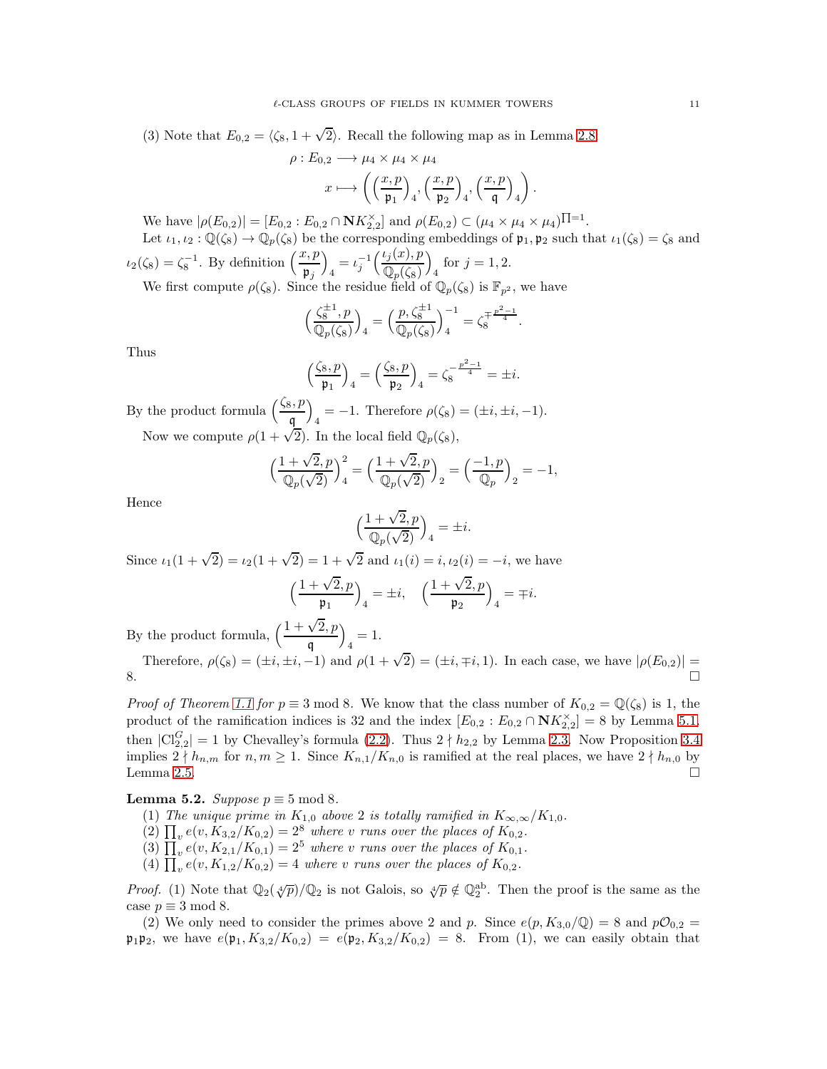(3) Note that $E_{0,2} = \langle \zeta_8, 1+\sqrt{2} \rangle$. Recall the following map as in Lemma 2.8

$$\rho : E_{0,2} \longrightarrow \mu_4 \times \mu_4 \times \mu_4$$
$$x \longmapsto \left( \left(\frac{x,p}{\mathfrak{p}_1}\right)_4, \left(\frac{x,p}{\mathfrak{p}_2}\right)_4, \left(\frac{x,p}{\mathfrak{q}}\right)_4 \right).$$

We have $|\rho(E_{0,2})| = [E_{0,2} : E_{0,2} \cap \mathbf{N}K_{2,2}^{\times}]$ and $\rho(E_{0,2}) \subset (\mu_4 \times \mu_4 \times \mu_4)^{\Pi=1}$.

Let $\iota_1, \iota_2 : \mathbb{Q}(\zeta_8) \to \mathbb{Q}_p(\zeta_8)$ be the corresponding embeddings of $\mathfrak{p}_1, \mathfrak{p}_2$ such that $\iota_1(\zeta_8) = \zeta_8$ and $\iota_2(\zeta_8) = \zeta_8^{-1}$. By definition $\left(\frac{x,p}{\mathfrak{p}_j}\right)_4 = \iota_j^{-1}\left(\frac{\iota_j(x),p}{\mathbb{Q}_p(\zeta_8)}\right)_4$ for $j=1,2$.

We first compute $\rho(\zeta_8)$. Since the residue field of $\mathbb{Q}_p(\zeta_8)$ is $\mathbb{F}_{p^2}$, we have

$$\left(\frac{\zeta_8^{\pm 1}, p}{\mathbb{Q}_p(\zeta_8)}\right)_4 = \left(\frac{p, \zeta_8^{\pm 1}}{\mathbb{Q}_p(\zeta_8)}\right)_4^{-1} = \zeta_8^{\mp \frac{p^2-1}{4}}.$$

Thus

$$\left(\frac{\zeta_8, p}{\mathfrak{p}_1}\right)_4 = \left(\frac{\zeta_8, p}{\mathfrak{p}_2}\right)_4 = \zeta_8^{-\frac{p^2-1}{4}} = \pm i.$$

By the product formula $\left(\frac{\zeta_8, p}{\mathfrak{q}}\right)_4 = -1$. Therefore $\rho(\zeta_8) = (\pm i, \pm i, -1)$.

Now we compute $\rho(1+\sqrt{2})$. In the local field $\mathbb{Q}_p(\zeta_8)$,

$$\left(\frac{1+\sqrt{2}, p}{\mathbb{Q}_p(\sqrt{2})}\right)_4^2 = \left(\frac{1+\sqrt{2}, p}{\mathbb{Q}_p(\sqrt{2})}\right)_2 = \left(\frac{-1, p}{\mathbb{Q}_p}\right)_2 = -1,$$

Hence

$$\left(\frac{1+\sqrt{2}, p}{\mathbb{Q}_p(\sqrt{2})}\right)_4 = \pm i.$$

Since $\iota_1(1+\sqrt{2}) = \iota_2(1+\sqrt{2}) = 1+\sqrt{2}$ and $\iota_1(i) = i, \iota_2(i) = -i$, we have

$$\left(\frac{1+\sqrt{2}, p}{\mathfrak{p}_1}\right)_4 = \pm i, \quad \left(\frac{1+\sqrt{2}, p}{\mathfrak{p}_2}\right)_4 = \mp i.$$

By the product formula, $\left(\frac{1+\sqrt{2}, p}{\mathfrak{q}}\right)_4 = 1$.

Therefore, $\rho(\zeta_8) = (\pm i, \pm i, -1)$ and $\rho(1+\sqrt{2}) = (\pm i, \mp i, 1)$. In each case, we have $|\rho(E_{0,2})| = 8$. □

*Proof of Theorem 1.1 for $p \equiv 3 \bmod 8$.* We know that the class number of $K_{0,2} = \mathbb{Q}(\zeta_8)$ is 1, the product of the ramification indices is 32 and the index $[E_{0,2} : E_{0,2} \cap \mathbf{N}K_{2,2}^{\times}] = 8$ by Lemma 5.1, then $|\mathrm{Cl}_{2,2}^G| = 1$ by Chevalley's formula (2.2). Thus $2 \nmid h_{2,2}$ by Lemma 2.3. Now Proposition 3.4 implies $2 \nmid h_{n,m}$ for $n, m \geq 1$. Since $K_{n,1}/K_{n,0}$ is ramified at the real places, we have $2 \nmid h_{n,0}$ by Lemma 2.5. □

**Lemma 5.2.** *Suppose $p \equiv 5 \bmod 8$.*

(1) *The unique prime in $K_{1,0}$ above 2 is totally ramified in $K_{\infty,\infty}/K_{1,0}$.*

(2) *$\prod_v e(v, K_{3,2}/K_{0,2}) = 2^8$ where $v$ runs over the places of $K_{0,2}$.*

(3) *$\prod_v e(v, K_{2,1}/K_{0,1}) = 2^5$ where $v$ runs over the places of $K_{0,1}$.*

(4) *$\prod_v e(v, K_{1,2}/K_{0,2}) = 4$ where $v$ runs over the places of $K_{0,2}$.*

*Proof.* (1) Note that $\mathbb{Q}_2(\sqrt[4]{p})/\mathbb{Q}_2$ is not Galois, so $\sqrt[4]{p} \notin \mathbb{Q}_2^{\mathrm{ab}}$. Then the proof is the same as the case $p \equiv 3 \bmod 8$.

(2) We only need to consider the primes above 2 and $p$. Since $e(p, K_{3,0}/\mathbb{Q}) = 8$ and $p\mathcal{O}_{0,2} = \mathfrak{p}_1\mathfrak{p}_2$, we have $e(\mathfrak{p}_1, K_{3,2}/K_{0,2}) = e(\mathfrak{p}_2, K_{3,2}/K_{0,2}) = 8$. From (1), we can easily obtain that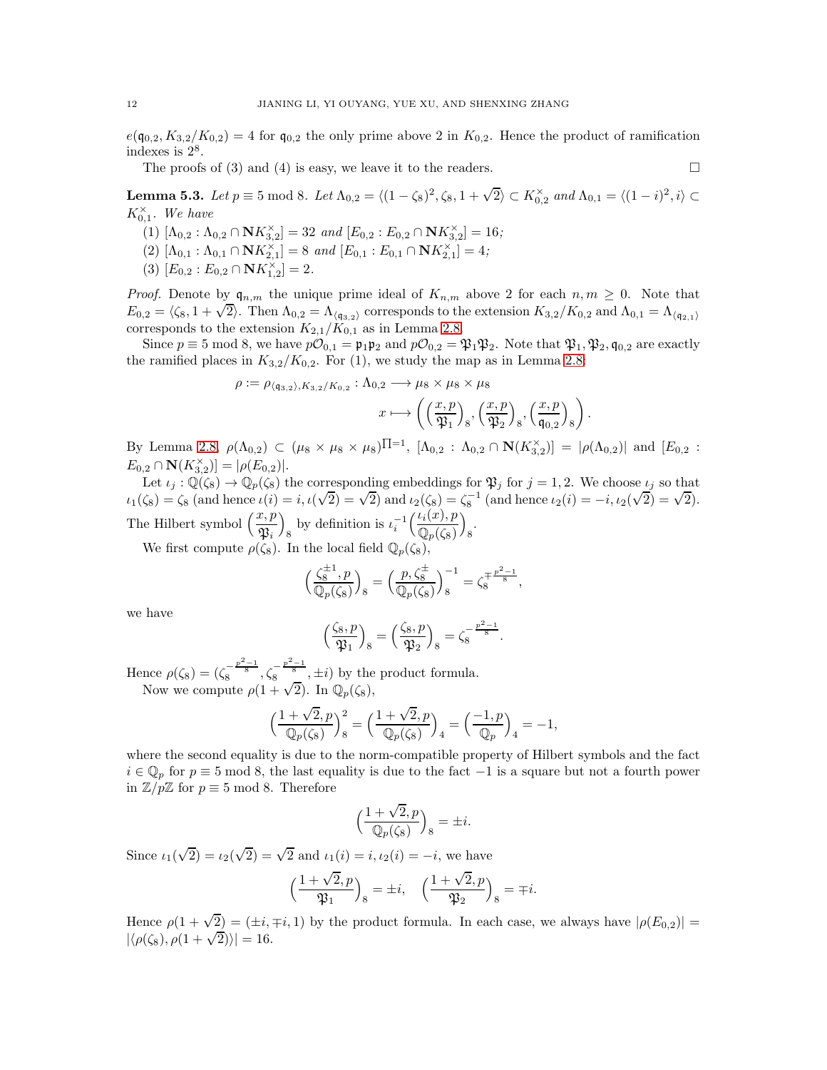$e(\mathfrak{q}_{0,2}, K_{3,2}/K_{0,2}) = 4$ for $\mathfrak{q}_{0,2}$ the only prime above 2 in $K_{0,2}$. Hence the product of ramification indexes is $2^8$.

The proofs of (3) and (4) is easy, we leave it to the readers. $\square$

**Lemma 5.3.** *Let $p \equiv 5 \bmod 8$. Let $\Lambda_{0,2} = \langle (1-\zeta_8)^2, \zeta_8, 1+\sqrt{2}\rangle \subset K_{0,2}^\times$ and $\Lambda_{0,1} = \langle (1-i)^2, i\rangle \subset K_{0,1}^\times$. We have*

(1) $[\Lambda_{0,2} : \Lambda_{0,2} \cap \mathbf{N}K_{3,2}^\times] = 32$ *and* $[E_{0,2} : E_{0,2} \cap \mathbf{N}K_{3,2}^\times] = 16$*;*

(2) $[\Lambda_{0,1} : \Lambda_{0,1} \cap \mathbf{N}K_{2,1}^\times] = 8$ *and* $[E_{0,1} : E_{0,1} \cap \mathbf{N}K_{2,1}^\times] = 4$*;*

(3) $[E_{0,2} : E_{0,2} \cap \mathbf{N}K_{1,2}^\times] = 2$.

*Proof.* Denote by $\mathfrak{q}_{n,m}$ the unique prime ideal of $K_{n,m}$ above 2 for each $n, m \geq 0$. Note that $E_{0,2} = \langle \zeta_8, 1+\sqrt{2}\rangle$. Then $\Lambda_{0,2} = \Lambda_{\langle \mathfrak{q}_{3,2}\rangle}$ corresponds to the extension $K_{3,2}/K_{0,2}$ and $\Lambda_{0,1} = \Lambda_{\langle \mathfrak{q}_{2,1}\rangle}$ corresponds to the extension $K_{2,1}/K_{0,1}$ as in Lemma 2.8.

Since $p \equiv 5 \bmod 8$, we have $p\mathcal{O}_{0,1} = \mathfrak{p}_1\mathfrak{p}_2$ and $p\mathcal{O}_{0,2} = \mathfrak{P}_1\mathfrak{P}_2$. Note that $\mathfrak{P}_1, \mathfrak{P}_2, \mathfrak{q}_{0,2}$ are exactly the ramified places in $K_{3,2}/K_{0,2}$. For (1), we study the map as in Lemma 2.8:

$$\rho := \rho_{\langle \mathfrak{q}_{3,2}\rangle, K_{3,2}/K_{0,2}} : \Lambda_{0,2} \longrightarrow \mu_8 \times \mu_8 \times \mu_8$$
$$x \longmapsto \left( \Big(\frac{x,p}{\mathfrak{P}_1}\Big)_8, \Big(\frac{x,p}{\mathfrak{P}_2}\Big)_8, \Big(\frac{x,p}{\mathfrak{q}_{0,2}}\Big)_8 \right).$$

By Lemma 2.8, $\rho(\Lambda_{0,2}) \subset (\mu_8 \times \mu_8 \times \mu_8)^{\Pi=1}$, $[\Lambda_{0,2} : \Lambda_{0,2} \cap \mathbf{N}(K_{3,2}^\times)] = |\rho(\Lambda_{0,2})|$ and $[E_{0,2} : E_{0,2} \cap \mathbf{N}(K_{3,2}^\times)] = |\rho(E_{0,2})|$.

Let $\iota_j : \mathbb{Q}(\zeta_8) \to \mathbb{Q}_p(\zeta_8)$ the corresponding embeddings for $\mathfrak{P}_j$ for $j = 1, 2$. We choose $\iota_j$ so that $\iota_1(\zeta_8) = \zeta_8$ (and hence $\iota(i) = i, \iota(\sqrt{2}) = \sqrt{2}$) and $\iota_2(\zeta_8) = \zeta_8^{-1}$ (and hence $\iota_2(i) = -i, \iota_2(\sqrt{2}) = \sqrt{2}$). The Hilbert symbol $\Big(\frac{x,p}{\mathfrak{P}_i}\Big)_8$ by definition is $\iota_i^{-1}\Big(\frac{\iota_i(x),p}{\mathbb{Q}_p(\zeta_8)}\Big)_8$.

We first compute $\rho(\zeta_8)$. In the local field $\mathbb{Q}_p(\zeta_8)$,

$$\Big(\frac{\zeta_8^{\pm 1},p}{\mathbb{Q}_p(\zeta_8)}\Big)_8 = \Big(\frac{p,\zeta_8^{\pm}}{\mathbb{Q}_p(\zeta_8)}\Big)_8^{-1} = \zeta_8^{\mp\frac{p^2-1}{8}},$$

we have

$$\Big(\frac{\zeta_8,p}{\mathfrak{P}_1}\Big)_8 = \Big(\frac{\zeta_8,p}{\mathfrak{P}_2}\Big)_8 = \zeta_8^{-\frac{p^2-1}{8}}.$$

Hence $\rho(\zeta_8) = (\zeta_8^{-\frac{p^2-1}{8}}, \zeta_8^{-\frac{p^2-1}{8}}, \pm i)$ by the product formula.

Now we compute $\rho(1+\sqrt{2})$. In $\mathbb{Q}_p(\zeta_8)$,

$$\Big(\frac{1+\sqrt{2},p}{\mathbb{Q}_p(\zeta_8)}\Big)_8^2 = \Big(\frac{1+\sqrt{2},p}{\mathbb{Q}_p(\zeta_8)}\Big)_4 = \Big(\frac{-1,p}{\mathbb{Q}_p}\Big)_4 = -1,$$

where the second equality is due to the norm-compatible property of Hilbert symbols and the fact $i \in \mathbb{Q}_p$ for $p \equiv 5 \bmod 8$, the last equality is due to the fact $-1$ is a square but not a fourth power in $\mathbb{Z}/p\mathbb{Z}$ for $p \equiv 5 \bmod 8$. Therefore

$$\Big(\frac{1+\sqrt{2},p}{\mathbb{Q}_p(\zeta_8)}\Big)_8 = \pm i.$$

Since $\iota_1(\sqrt{2}) = \iota_2(\sqrt{2}) = \sqrt{2}$ and $\iota_1(i) = i, \iota_2(i) = -i$, we have

$$\Big(\frac{1+\sqrt{2},p}{\mathfrak{P}_1}\Big)_8 = \pm i, \quad \Big(\frac{1+\sqrt{2},p}{\mathfrak{P}_2}\Big)_8 = \mp i.$$

Hence $\rho(1+\sqrt{2}) = (\pm i, \mp i, 1)$ by the product formula. In each case, we always have $|\rho(E_{0,2})| = |\langle \rho(\zeta_8), \rho(1+\sqrt{2})\rangle| = 16$.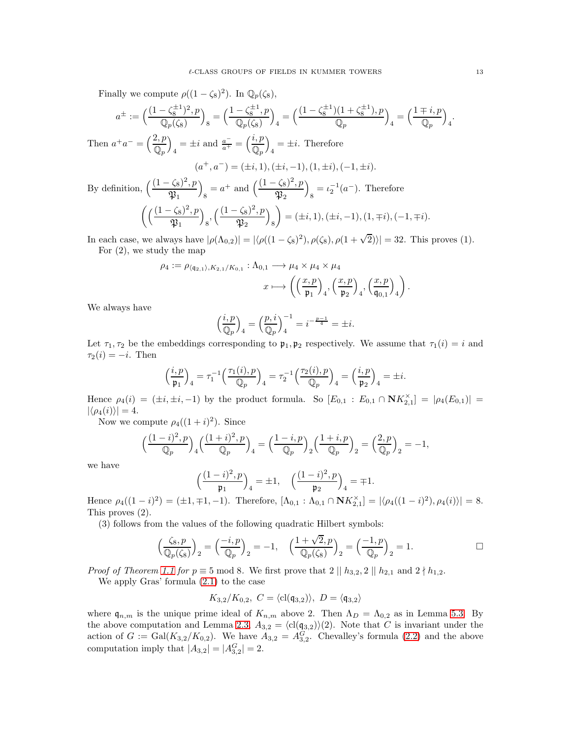Finally we compute $\rho((1-\zeta_8)^2)$. In $\mathbb{Q}_p(\zeta_8)$,

$$a^{\pm} := \Big(\frac{(1-\zeta_8^{\pm 1})^2, p}{\mathbb{Q}_p(\zeta_8)}\Big)_8 = \Big(\frac{1-\zeta_8^{\pm 1}, p}{\mathbb{Q}_p(\zeta_8)}\Big)_4 = \Big(\frac{(1-\zeta_8^{\pm 1})(1+\zeta_8^{\pm 1}), p}{\mathbb{Q}_p}\Big)_4 = \Big(\frac{1\mp i, p}{\mathbb{Q}_p}\Big)_4.$$

Then $a^+a^- = \Big(\frac{2,p}{\mathbb{Q}_p}\Big)_4 = \pm i$ and $\frac{a^-}{a^+} = \Big(\frac{i,p}{\mathbb{Q}_p}\Big)_4 = \pm i$. Therefore

$$(a^+, a^-) = (\pm i, 1), (\pm i, -1), (1, \pm i), (-1, \pm i).$$

By definition, $\Big(\frac{(1-\zeta_8)^2, p}{\mathfrak{P}_1}\Big)_8 = a^+$ and $\Big(\frac{(1-\zeta_8)^2, p}{\mathfrak{P}_2}\Big)_8 = \iota_2^{-1}(a^-)$. Therefore

$$\Big(\Big(\frac{(1-\zeta_8)^2, p}{\mathfrak{P}_1}\Big)_8, \Big(\frac{(1-\zeta_8)^2, p}{\mathfrak{P}_2}\Big)_8\Big) = (\pm i, 1), (\pm i, -1), (1, \mp i), (-1, \mp i).$$

In each case, we always have $|\rho(\Lambda_{0,2})| = |\langle \rho((1-\zeta_8)^2), \rho(\zeta_8), \rho(1+\sqrt{2})\rangle| = 32$. This proves (1).

For (2), we study the map

$$\rho_4 := \rho_{\langle \mathfrak{q}_{2,1}\rangle, K_{2,1}/K_{0,1}} : \Lambda_{0,1} \longrightarrow \mu_4 \times \mu_4 \times \mu_4$$
$$x \longmapsto \Big(\Big(\frac{x,p}{\mathfrak{p}_1}\Big)_4, \Big(\frac{x,p}{\mathfrak{p}_2}\Big)_4, \Big(\frac{x,p}{\mathfrak{q}_{0,1}}\Big)_4\Big).$$

We always have

$$\Big(\frac{i,p}{\mathbb{Q}_p}\Big)_4 = \Big(\frac{p,i}{\mathbb{Q}_p}\Big)_4^{-1} = i^{-\frac{p-1}{4}} = \pm i.$$

Let $\tau_1, \tau_2$ be the embeddings corresponding to $\mathfrak{p}_1, \mathfrak{p}_2$ respectively. We assume that $\tau_1(i) = i$ and $\tau_2(i) = -i$. Then

$$\Big(\frac{i,p}{\mathfrak{p}_1}\Big)_4 = \tau_1^{-1}\Big(\frac{\tau_1(i),p}{\mathbb{Q}_p}\Big)_4 = \tau_2^{-1}\Big(\frac{\tau_2(i),p}{\mathbb{Q}_p}\Big)_4 = \Big(\frac{i,p}{\mathfrak{p}_2}\Big)_4 = \pm i.$$

Hence $\rho_4(i) = (\pm i, \pm i, -1)$ by the product formula. So $[E_{0,1} : E_{0,1} \cap \mathbf{N}K_{2,1}^\times] = |\rho_4(E_{0,1})| = |\langle \rho_4(i)\rangle| = 4$.

Now we compute $\rho_4((1+i)^2)$. Since

$$\Big(\frac{(1-i)^2, p}{\mathbb{Q}_p}\Big)_4 \Big(\frac{(1+i)^2, p}{\mathbb{Q}_p}\Big)_4 = \Big(\frac{1-i, p}{\mathbb{Q}_p}\Big)_2 \Big(\frac{1+i, p}{\mathbb{Q}_p}\Big)_2 = \Big(\frac{2,p}{\mathbb{Q}_p}\Big)_2 = -1,$$

we have

$$\Big(\frac{(1-i)^2, p}{\mathfrak{p}_1}\Big)_4 = \pm 1, \quad \Big(\frac{(1-i)^2, p}{\mathfrak{p}_2}\Big)_4 = \mp 1.$$

Hence $\rho_4((1-i)^2) = (\pm 1, \mp 1, -1)$. Therefore, $[\Lambda_{0,1} : \Lambda_{0,1} \cap \mathbf{N}K_{2,1}^\times] = |\langle \rho_4((1-i)^2), \rho_4(i)\rangle| = 8$. This proves (2).

(3) follows from the values of the following quadratic Hilbert symbols:

$$\Big(\frac{\zeta_8, p}{\mathbb{Q}_p(\zeta_8)}\Big)_2 = \Big(\frac{-i, p}{\mathbb{Q}_p}\Big)_2 = -1, \quad \Big(\frac{1+\sqrt{2}, p}{\mathbb{Q}_p(\zeta_8)}\Big)_2 = \Big(\frac{-1, p}{\mathbb{Q}_p}\Big)_2 = 1. \qquad \square$$

*Proof of Theorem 1.1 for $p \equiv 5 \bmod 8$.* We first prove that $2 \parallel h_{3,2}, 2 \parallel h_{2,1}$ and $2 \nmid h_{1,2}$.

We apply Gras' formula (2.1) to the case

$$K_{3,2}/K_{0,2},\ C = \langle \mathrm{cl}(\mathfrak{q}_{3,2})\rangle,\ D = \langle \mathfrak{q}_{3,2}\rangle$$

where $\mathfrak{q}_{n,m}$ is the unique prime ideal of $K_{n,m}$ above 2. Then $\Lambda_D = \Lambda_{0,2}$ as in Lemma 5.3. By the above computation and Lemma 2.3, $A_{3,2} = \langle \mathrm{cl}(\mathfrak{q}_{3,2})\rangle(2)$. Note that $C$ is invariant under the action of $G := \mathrm{Gal}(K_{3,2}/K_{0,2})$. We have $A_{3,2} = A_{3,2}^G$. Chevalley's formula (2.2) and the above computation imply that $|A_{3,2}| = |A_{3,2}^G| = 2$.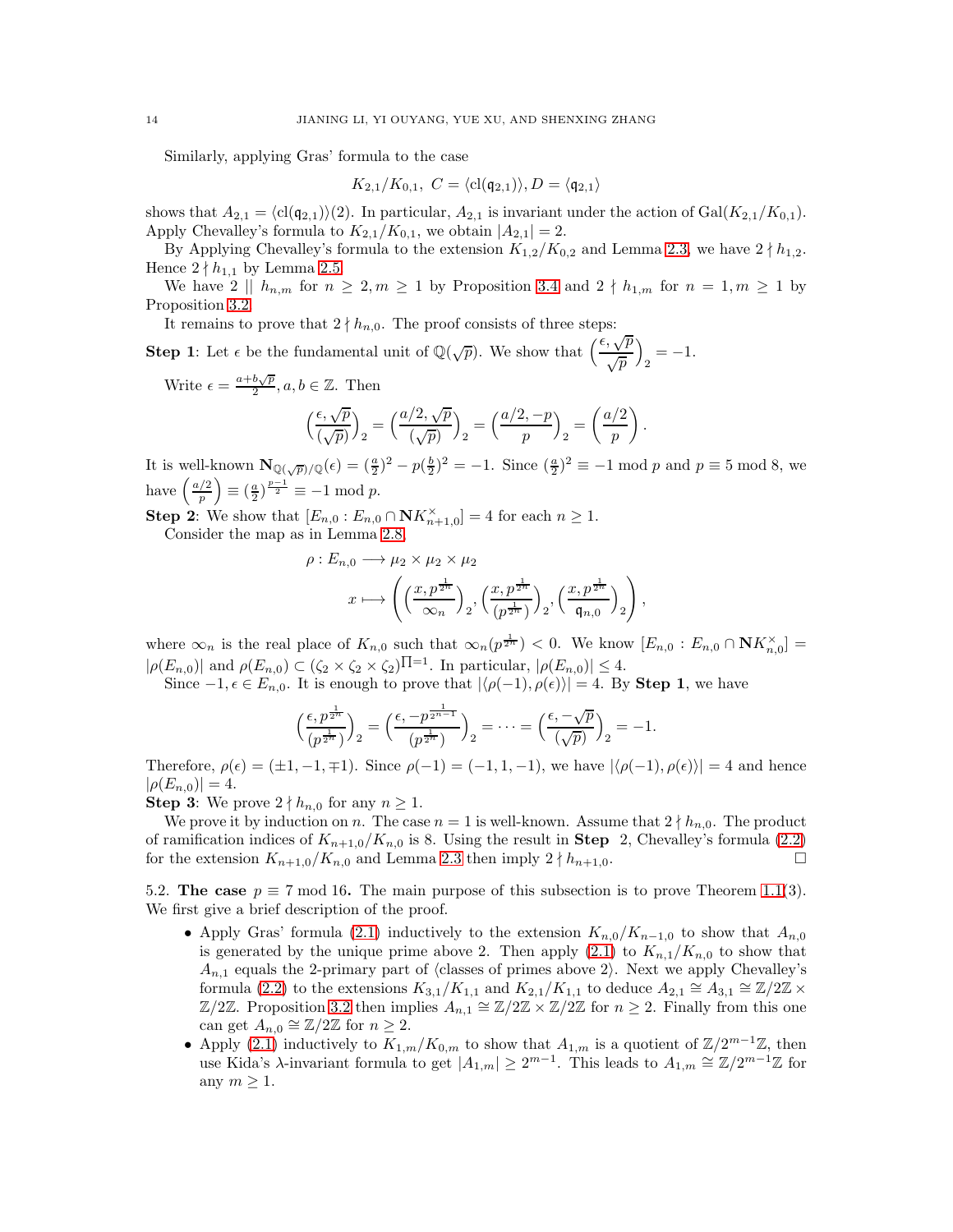Similarly, applying Gras' formula to the case

$$K_{2,1}/K_{0,1},\ C = \langle \mathrm{cl}(\mathfrak{q}_{2,1})\rangle, D = \langle \mathfrak{q}_{2,1}\rangle$$

shows that $A_{2,1} = \langle \mathrm{cl}(\mathfrak{q}_{2,1})\rangle(2)$. In particular, $A_{2,1}$ is invariant under the action of $\mathrm{Gal}(K_{2,1}/K_{0,1})$. Apply Chevalley's formula to $K_{2,1}/K_{0,1}$, we obtain $|A_{2,1}| = 2$.

By Applying Chevalley's formula to the extension $K_{1,2}/K_{0,2}$ and Lemma 2.3, we have $2 \nmid h_{1,2}$. Hence $2 \nmid h_{1,1}$ by Lemma 2.5.

We have $2 \mid\mid h_{n,m}$ for $n \geq 2, m \geq 1$ by Proposition 3.4 and $2 \nmid h_{1,m}$ for $n = 1, m \geq 1$ by Proposition 3.2.

It remains to prove that $2 \nmid h_{n,0}$. The proof consists of three steps:

**Step 1**: Let $\epsilon$ be the fundamental unit of $\mathbb{Q}(\sqrt{p})$. We show that $\left(\dfrac{\epsilon, \sqrt{p}}{\sqrt{p}}\right)_2 = -1$.

Write $\epsilon = \frac{a+b\sqrt{p}}{2}, a, b \in \mathbb{Z}$. Then

$$\left(\frac{\epsilon, \sqrt{p}}{(\sqrt{p})}\right)_2 = \left(\frac{a/2, \sqrt{p}}{(\sqrt{p})}\right)_2 = \left(\frac{a/2, -p}{p}\right)_2 = \left(\frac{a/2}{p}\right).$$

It is well-known $\mathbf{N}_{\mathbb{Q}(\sqrt{p})/\mathbb{Q}}(\epsilon) = (\frac{a}{2})^2 - p(\frac{b}{2})^2 = -1$. Since $(\frac{a}{2})^2 \equiv -1 \bmod p$ and $p \equiv 5 \bmod 8$, we have $\left(\frac{a/2}{p}\right) \equiv (\frac{a}{2})^{\frac{p-1}{2}} \equiv -1 \bmod p$.

**Step 2**: We show that $[E_{n,0} : E_{n,0} \cap \mathbf{N}K_{n+1,0}^{\times}] = 4$ for each $n \geq 1$.

Consider the map as in Lemma 2.8,

$$\rho : E_{n,0} \longrightarrow \mu_2 \times \mu_2 \times \mu_2$$
$$x \longmapsto \left(\left(\frac{x, p^{\frac{1}{2^n}}}{\infty_n}\right)_2, \left(\frac{x, p^{\frac{1}{2^n}}}{(p^{\frac{1}{2^n}})}\right)_2, \left(\frac{x, p^{\frac{1}{2^n}}}{\mathfrak{q}_{n,0}}\right)_2\right),$$

where $\infty_n$ is the real place of $K_{n,0}$ such that $\infty_n(p^{\frac{1}{2^n}}) < 0$. We know $[E_{n,0} : E_{n,0} \cap \mathbf{N}K_{n,0}^{\times}] = |\rho(E_{n,0})|$ and $\rho(E_{n,0}) \subset (\zeta_2 \times \zeta_2 \times \zeta_2)^{\prod=1}$. In particular, $|\rho(E_{n,0})| \leq 4$.

Since $-1, \epsilon \in E_{n,0}$. It is enough to prove that $|\langle \rho(-1), \rho(\epsilon)\rangle| = 4$. By **Step 1**, we have

$$\left(\frac{\epsilon, p^{\frac{1}{2^n}}}{(p^{\frac{1}{2^n}})}\right)_2 = \left(\frac{\epsilon, -p^{\frac{1}{2^{n-1}}}}{(p^{\frac{1}{2^n}})}\right)_2 = \cdots = \left(\frac{\epsilon, -\sqrt{p}}{(\sqrt{p})}\right)_2 = -1.$$

Therefore, $\rho(\epsilon) = (\pm 1, -1, \mp 1)$. Since $\rho(-1) = (-1, 1, -1)$, we have $|\langle \rho(-1), \rho(\epsilon)\rangle| = 4$ and hence $|\rho(E_{n,0})| = 4$.

**Step 3**: We prove $2 \nmid h_{n,0}$ for any $n \geq 1$.

We prove it by induction on $n$. The case $n = 1$ is well-known. Assume that $2 \nmid h_{n,0}$. The product of ramification indices of $K_{n+1,0}/K_{n,0}$ is 8. Using the result in **Step** 2, Chevalley's formula (2.2) for the extension $K_{n+1,0}/K_{n,0}$ and Lemma 2.3 then imply $2 \nmid h_{n+1,0}$. $\square$

5.2. **The case $p \equiv 7 \bmod 16$.** The main purpose of this subsection is to prove Theorem 1.1(3). We first give a brief description of the proof.

- Apply Gras' formula (2.1) inductively to the extension $K_{n,0}/K_{n-1,0}$ to show that $A_{n,0}$ is generated by the unique prime above 2. Then apply (2.1) to $K_{n,1}/K_{n,0}$ to show that $A_{n,1}$ equals the 2-primary part of $\langle$classes of primes above 2$\rangle$. Next we apply Chevalley's formula (2.2) to the extensions $K_{3,1}/K_{1,1}$ and $K_{2,1}/K_{1,1}$ to deduce $A_{2,1} \cong A_{3,1} \cong \mathbb{Z}/2\mathbb{Z} \times \mathbb{Z}/2\mathbb{Z}$. Proposition 3.2 then implies $A_{n,1} \cong \mathbb{Z}/2\mathbb{Z} \times \mathbb{Z}/2\mathbb{Z}$ for $n \geq 2$. Finally from this one can get $A_{n,0} \cong \mathbb{Z}/2\mathbb{Z}$ for $n \geq 2$.
- Apply (2.1) inductively to $K_{1,m}/K_{0,m}$ to show that $A_{1,m}$ is a quotient of $\mathbb{Z}/2^{m-1}\mathbb{Z}$, then use Kida's $\lambda$-invariant formula to get $|A_{1,m}| \geq 2^{m-1}$. This leads to $A_{1,m} \cong \mathbb{Z}/2^{m-1}\mathbb{Z}$ for any $m \geq 1$.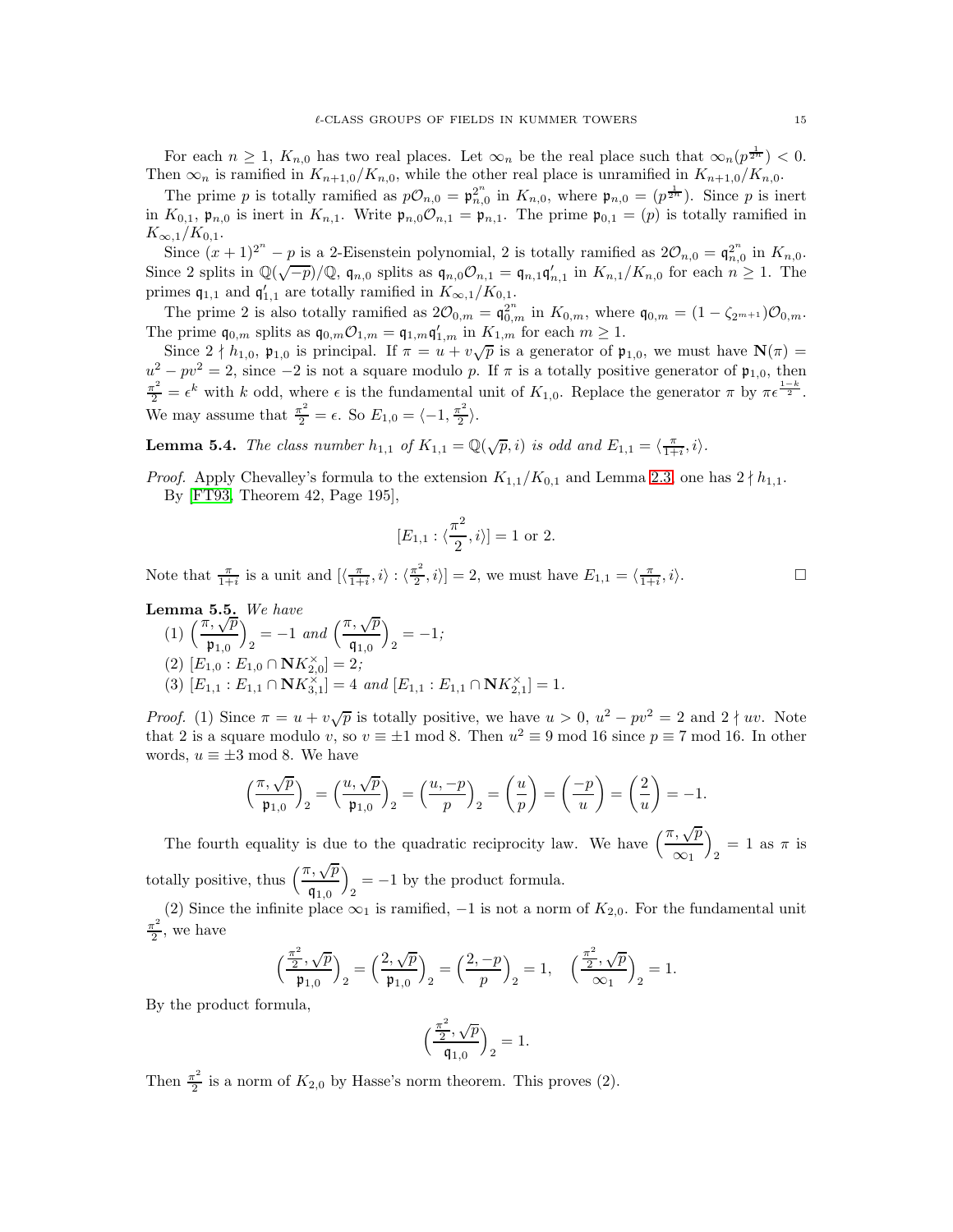For each $n \geq 1$, $K_{n,0}$ has two real places. Let $\infty_n$ be the real place such that $\infty_n(p^{\frac{1}{2^n}}) < 0$. Then $\infty_n$ is ramified in $K_{n+1,0}/K_{n,0}$, while the other real place is unramified in $K_{n+1,0}/K_{n,0}$.

The prime $p$ is totally ramified as $p\mathcal{O}_{n,0} = \mathfrak{p}_{n,0}^{2^n}$ in $K_{n,0}$, where $\mathfrak{p}_{n,0} = (p^{\frac{1}{2^n}})$. Since $p$ is inert in $K_{0,1}$, $\mathfrak{p}_{n,0}$ is inert in $K_{n,1}$. Write $\mathfrak{p}_{n,0}\mathcal{O}_{n,1} = \mathfrak{p}_{n,1}$. The prime $\mathfrak{p}_{0,1} = (p)$ is totally ramified in $K_{\infty,1}/K_{0,1}$.

Since $(x+1)^{2^n} - p$ is a 2-Eisenstein polynomial, 2 is totally ramified as $2\mathcal{O}_{n,0} = \mathfrak{q}_{n,0}^{2^n}$ in $K_{n,0}$. Since 2 splits in $\mathbb{Q}(\sqrt{-p})/\mathbb{Q}$, $\mathfrak{q}_{n,0}$ splits as $\mathfrak{q}_{n,0}\mathcal{O}_{n,1} = \mathfrak{q}_{n,1}\mathfrak{q}'_{n,1}$ in $K_{n,1}/K_{n,0}$ for each $n \geq 1$. The primes $\mathfrak{q}_{1,1}$ and $\mathfrak{q}'_{1,1}$ are totally ramified in $K_{\infty,1}/K_{0,1}$.

The prime 2 is also totally ramified as $2\mathcal{O}_{0,m} = \mathfrak{q}_{0,m}^{2^n}$ in $K_{0,m}$, where $\mathfrak{q}_{0,m} = (1 - \zeta_{2^{m+1}})\mathcal{O}_{0,m}$. The prime $\mathfrak{q}_{0,m}$ splits as $\mathfrak{q}_{0,m}\mathcal{O}_{1,m} = \mathfrak{q}_{1,m}\mathfrak{q}'_{1,m}$ in $K_{1,m}$ for each $m \geq 1$.

Since $2 \nmid h_{1,0}$, $\mathfrak{p}_{1,0}$ is principal. If $\pi = u + v\sqrt{p}$ is a generator of $\mathfrak{p}_{1,0}$, we must have $\mathbf{N}(\pi) = u^2 - pv^2 = 2$, since $-2$ is not a square modulo $p$. If $\pi$ is a totally positive generator of $\mathfrak{p}_{1,0}$, then $\frac{\pi^2}{2} = \epsilon^k$ with $k$ odd, where $\epsilon$ is the fundamental unit of $K_{1,0}$. Replace the generator $\pi$ by $\pi\epsilon^{\frac{1-k}{2}}$. We may assume that $\frac{\pi^2}{2} = \epsilon$. So $E_{1,0} = \langle -1, \frac{\pi^2}{2} \rangle$.

**Lemma 5.4.** *The class number $h_{1,1}$ of $K_{1,1} = \mathbb{Q}(\sqrt{p}, i)$ is odd and $E_{1,1} = \langle \frac{\pi}{1+i}, i \rangle$.*

*Proof.* Apply Chevalley's formula to the extension $K_{1,1}/K_{0,1}$ and Lemma 2.3, one has $2 \nmid h_{1,1}$.

By [FT93, Theorem 42, Page 195],

$$[E_{1,1} : \langle \frac{\pi^2}{2}, i \rangle] = 1 \text{ or } 2.$$

Note that $\frac{\pi}{1+i}$ is a unit and $[\langle \frac{\pi}{1+i}, i \rangle : \langle \frac{\pi^2}{2}, i \rangle] = 2$, we must have $E_{1,1} = \langle \frac{\pi}{1+i}, i \rangle$. □

**Lemma 5.5.** *We have*

(1) $\left(\frac{\pi, \sqrt{p}}{\mathfrak{p}_{1,0}}\right)_2 = -1$ *and* $\left(\frac{\pi, \sqrt{p}}{\mathfrak{q}_{1,0}}\right)_2 = -1$*;*

(2) $[E_{1,0} : E_{1,0} \cap \mathbf{N}K_{2,0}^\times] = 2$*;*

(3) $[E_{1,1} : E_{1,1} \cap \mathbf{N}K_{3,1}^\times] = 4$ *and* $[E_{1,1} : E_{1,1} \cap \mathbf{N}K_{2,1}^\times] = 1$.

*Proof.* (1) Since $\pi = u + v\sqrt{p}$ is totally positive, we have $u > 0$, $u^2 - pv^2 = 2$ and $2 \nmid uv$. Note that 2 is a square modulo $v$, so $v \equiv \pm 1 \bmod 8$. Then $u^2 \equiv 9 \bmod 16$ since $p \equiv 7 \bmod 16$. In other words, $u \equiv \pm 3 \bmod 8$. We have

$$\left(\frac{\pi, \sqrt{p}}{\mathfrak{p}_{1,0}}\right)_2 = \left(\frac{u, \sqrt{p}}{\mathfrak{p}_{1,0}}\right)_2 = \left(\frac{u, -p}{p}\right)_2 = \left(\frac{u}{p}\right) = \left(\frac{-p}{u}\right) = \left(\frac{2}{u}\right) = -1.$$

The fourth equality is due to the quadratic reciprocity law. We have $\left(\frac{\pi, \sqrt{p}}{\infty_1}\right)_2 = 1$ as $\pi$ is totally positive, thus $\left(\frac{\pi, \sqrt{p}}{\mathfrak{q}_{1,0}}\right)_2 = -1$ by the product formula.

(2) Since the infinite place $\infty_1$ is ramified, $-1$ is not a norm of $K_{2,0}$. For the fundamental unit $\frac{\pi^2}{2}$, we have

$$\left(\frac{\frac{\pi^2}{2}, \sqrt{p}}{\mathfrak{p}_{1,0}}\right)_2 = \left(\frac{2, \sqrt{p}}{\mathfrak{p}_{1,0}}\right)_2 = \left(\frac{2, -p}{p}\right)_2 = 1, \quad \left(\frac{\frac{\pi^2}{2}, \sqrt{p}}{\infty_1}\right)_2 = 1.$$

By the product formula,

$$\left(\frac{\frac{\pi^2}{2}, \sqrt{p}}{\mathfrak{q}_{1,0}}\right)_2 = 1.$$

Then $\frac{\pi^2}{2}$ is a norm of $K_{2,0}$ by Hasse's norm theorem. This proves (2).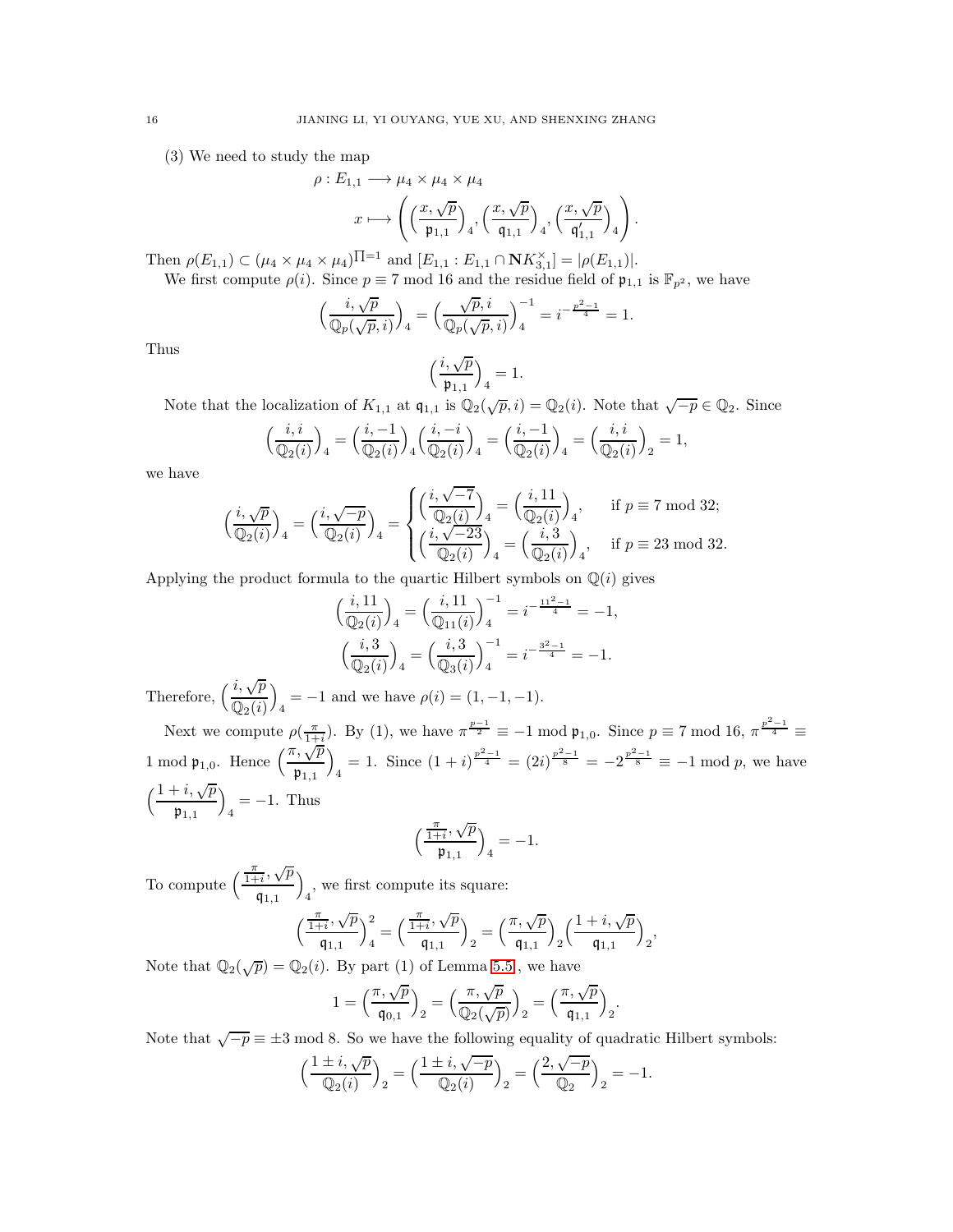(3) We need to study the map

$$\rho : E_{1,1} \longrightarrow \mu_4 \times \mu_4 \times \mu_4$$
$$x \longmapsto \left( \Big(\frac{x,\sqrt{p}}{\mathfrak{p}_{1,1}}\Big)_4, \Big(\frac{x,\sqrt{p}}{\mathfrak{q}_{1,1}}\Big)_4, \Big(\frac{x,\sqrt{p}}{\mathfrak{q}'_{1,1}}\Big)_4 \right).$$

Then $\rho(E_{1,1}) \subset (\mu_4 \times \mu_4 \times \mu_4)^{\prod=1}$ and $[E_{1,1} : E_{1,1} \cap \mathbf{N}K_{3,1}^{\times}] = |\rho(E_{1,1})|$.

We first compute $\rho(i)$. Since $p \equiv 7 \bmod 16$ and the residue field of $\mathfrak{p}_{1,1}$ is $\mathbb{F}_{p^2}$, we have

$$\Big(\frac{i,\sqrt{p}}{\mathbb{Q}_p(\sqrt{p},i)}\Big)_4 = \Big(\frac{\sqrt{p},i}{\mathbb{Q}_p(\sqrt{p},i)}\Big)_4^{-1} = i^{-\frac{p^2-1}{4}} = 1.$$

Thus

$$\Big(\frac{i,\sqrt{p}}{\mathfrak{p}_{1,1}}\Big)_4 = 1.$$

Note that the localization of $K_{1,1}$ at $\mathfrak{q}_{1,1}$ is $\mathbb{Q}_2(\sqrt{p},i) = \mathbb{Q}_2(i)$. Note that $\sqrt{-p} \in \mathbb{Q}_2$. Since

$$\Big(\frac{i,i}{\mathbb{Q}_2(i)}\Big)_4 = \Big(\frac{i,-1}{\mathbb{Q}_2(i)}\Big)_4 \Big(\frac{i,-i}{\mathbb{Q}_2(i)}\Big)_4 = \Big(\frac{i,-1}{\mathbb{Q}_2(i)}\Big)_4 = \Big(\frac{i,i}{\mathbb{Q}_2(i)}\Big)_2 = 1,$$

we have

$$\Big(\frac{i,\sqrt{p}}{\mathbb{Q}_2(i)}\Big)_4 = \Big(\frac{i,\sqrt{-p}}{\mathbb{Q}_2(i)}\Big)_4 = \begin{cases} \Big(\frac{i,\sqrt{-7}}{\mathbb{Q}_2(i)}\Big)_4 = \Big(\frac{i,11}{\mathbb{Q}_2(i)}\Big)_4, & \text{if } p \equiv 7 \bmod 32; \\ \Big(\frac{i,\sqrt{-23}}{\mathbb{Q}_2(i)}\Big)_4 = \Big(\frac{i,3}{\mathbb{Q}_2(i)}\Big)_4, & \text{if } p \equiv 23 \bmod 32. \end{cases}$$

Applying the product formula to the quartic Hilbert symbols on $\mathbb{Q}(i)$ gives

$$\Big(\frac{i,11}{\mathbb{Q}_2(i)}\Big)_4 = \Big(\frac{i,11}{\mathbb{Q}_{11}(i)}\Big)_4^{-1} = i^{-\frac{11^2-1}{4}} = -1,$$
$$\Big(\frac{i,3}{\mathbb{Q}_2(i)}\Big)_4 = \Big(\frac{i,3}{\mathbb{Q}_3(i)}\Big)_4^{-1} = i^{-\frac{3^2-1}{4}} = -1.$$

Therefore, $\Big(\frac{i,\sqrt{p}}{\mathbb{Q}_2(i)}\Big)_4 = -1$ and we have $\rho(i) = (1,-1,-1)$.

Next we compute $\rho(\frac{\pi}{1+i})$. By (1), we have $\pi^{\frac{p-1}{2}} \equiv -1 \bmod \mathfrak{p}_{1,0}$. Since $p \equiv 7 \bmod 16$, $\pi^{\frac{p^2-1}{4}} \equiv 1 \bmod \mathfrak{p}_{1,0}$. Hence $\Big(\frac{\pi,\sqrt{p}}{\mathfrak{p}_{1,1}}\Big)_4 = 1$. Since $(1+i)^{\frac{p^2-1}{4}} = (2i)^{\frac{p^2-1}{8}} = -2^{\frac{p^2-1}{8}} \equiv -1 \bmod p$, we have $\Big(\frac{1+i,\sqrt{p}}{\mathfrak{p}_{1,1}}\Big)_4 = -1$. Thus

$$\Big(\frac{\frac{\pi}{1+i},\sqrt{p}}{\mathfrak{p}_{1,1}}\Big)_4 = -1.$$

To compute $\Big(\frac{\frac{\pi}{1+i},\sqrt{p}}{\mathfrak{q}_{1,1}}\Big)_4$, we first compute its square:

$$\Big(\frac{\frac{\pi}{1+i},\sqrt{p}}{\mathfrak{q}_{1,1}}\Big)_4^2 = \Big(\frac{\frac{\pi}{1+i},\sqrt{p}}{\mathfrak{q}_{1,1}}\Big)_2 = \Big(\frac{\pi,\sqrt{p}}{\mathfrak{q}_{1,1}}\Big)_2 \Big(\frac{1+i,\sqrt{p}}{\mathfrak{q}_{1,1}}\Big)_2,$$

Note that $\mathbb{Q}_2(\sqrt{p}) = \mathbb{Q}_2(i)$. By part (1) of Lemma 5.5, we have

$$1 = \Big(\frac{\pi,\sqrt{p}}{\mathfrak{q}_{0,1}}\Big)_2 = \Big(\frac{\pi,\sqrt{p}}{\mathbb{Q}_2(\sqrt{p})}\Big)_2 = \Big(\frac{\pi,\sqrt{p}}{\mathfrak{q}_{1,1}}\Big)_2.$$

Note that $\sqrt{-p} \equiv \pm 3 \bmod 8$. So we have the following equality of quadratic Hilbert symbols:

$$\Big(\frac{1 \pm i,\sqrt{p}}{\mathbb{Q}_2(i)}\Big)_2 = \Big(\frac{1 \pm i,\sqrt{-p}}{\mathbb{Q}_2(i)}\Big)_2 = \Big(\frac{2,\sqrt{-p}}{\mathbb{Q}_2}\Big)_2 = -1.$$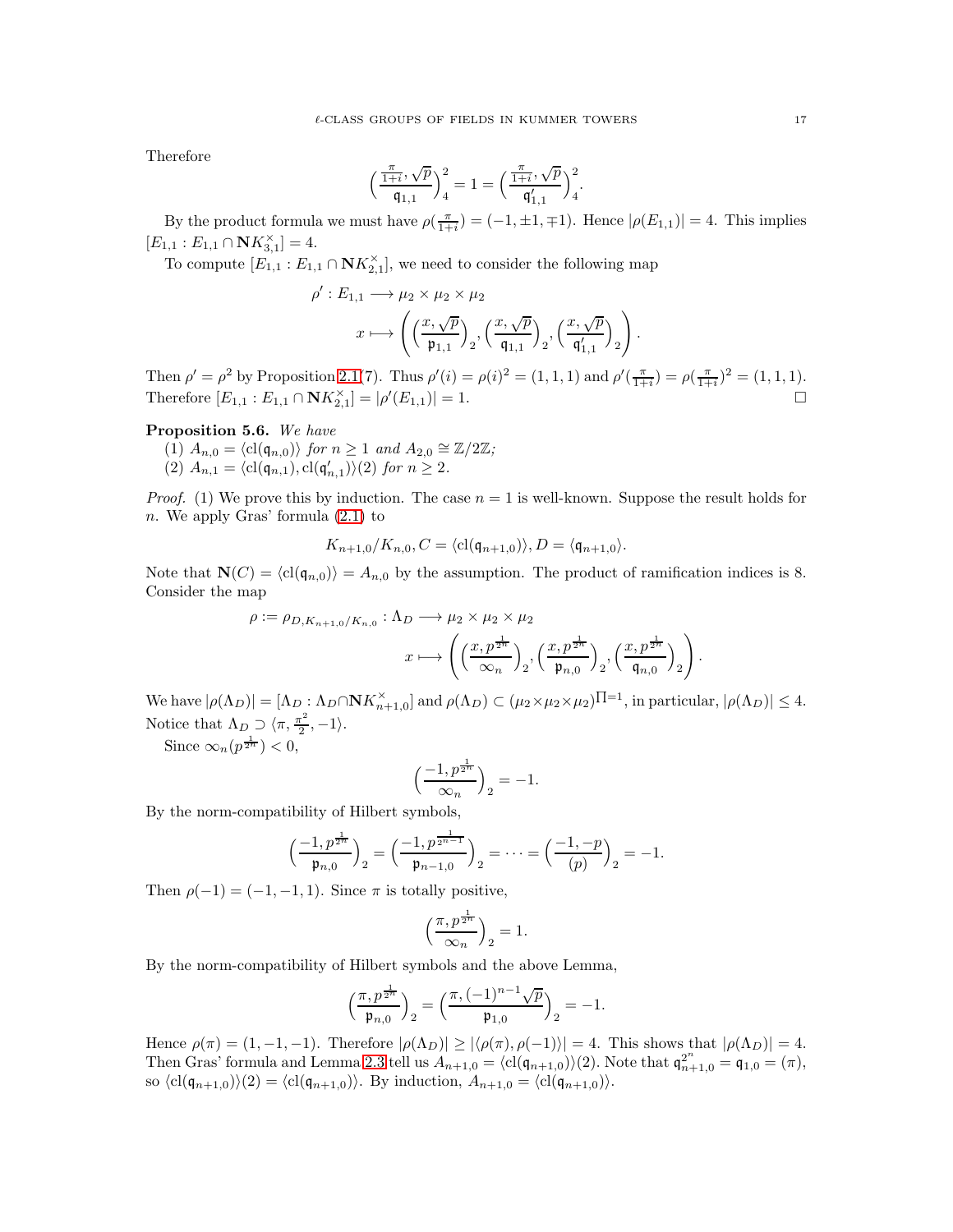Therefore

$$\Big(\frac{\frac{\pi}{1+i}, \sqrt{p}}{\mathfrak{q}_{1,1}}\Big)_4^2 = 1 = \Big(\frac{\frac{\pi}{1+i}, \sqrt{p}}{\mathfrak{q}'_{1,1}}\Big)_4^2.$$

By the product formula we must have $\rho(\frac{\pi}{1+i}) = (-1, \pm 1, \mp 1)$. Hence $|\rho(E_{1,1})| = 4$. This implies $[E_{1,1} : E_{1,1} \cap \mathbf{N}K_{3,1}^{\times}] = 4$.

To compute $[E_{1,1} : E_{1,1} \cap \mathbf{N}K_{2,1}^{\times}]$, we need to consider the following map

$$\rho' : E_{1,1} \longrightarrow \mu_2 \times \mu_2 \times \mu_2$$
$$x \longmapsto \left( \Big(\frac{x, \sqrt{p}}{\mathfrak{p}_{1,1}}\Big)_2, \Big(\frac{x, \sqrt{p}}{\mathfrak{q}_{1,1}}\Big)_2, \Big(\frac{x, \sqrt{p}}{\mathfrak{q}'_{1,1}}\Big)_2 \right).$$

Then $\rho' = \rho^2$ by Proposition 2.1(7). Thus $\rho'(i) = \rho(i)^2 = (1,1,1)$ and $\rho'(\frac{\pi}{1+i}) = \rho(\frac{\pi}{1+i})^2 = (1,1,1)$. Therefore $[E_{1,1} : E_{1,1} \cap \mathbf{N}K_{2,1}^{\times}] = |\rho'(E_{1,1})| = 1$. $\square$

**Proposition 5.6.** *We have*

(1) $A_{n,0} = \langle \mathrm{cl}(\mathfrak{q}_{n,0}) \rangle$ *for* $n \geq 1$ *and* $A_{2,0} \cong \mathbb{Z}/2\mathbb{Z}$*;*

(2) $A_{n,1} = \langle \mathrm{cl}(\mathfrak{q}_{n,1}), \mathrm{cl}(\mathfrak{q}'_{n,1}) \rangle(2)$ *for* $n \geq 2$.

*Proof.* (1) We prove this by induction. The case $n = 1$ is well-known. Suppose the result holds for $n$. We apply Gras' formula (2.1) to

$$K_{n+1,0}/K_{n,0}, C = \langle \mathrm{cl}(\mathfrak{q}_{n+1,0}) \rangle, D = \langle \mathfrak{q}_{n+1,0} \rangle.$$

Note that $\mathbf{N}(C) = \langle \mathrm{cl}(\mathfrak{q}_{n,0}) \rangle = A_{n,0}$ by the assumption. The product of ramification indices is 8. Consider the map

$$\rho := \rho_{D, K_{n+1,0}/K_{n,0}} : \Lambda_D \longrightarrow \mu_2 \times \mu_2 \times \mu_2$$
$$x \longmapsto \left( \Big(\frac{x, p^{\frac{1}{2^n}}}{\infty_n}\Big)_2, \Big(\frac{x, p^{\frac{1}{2^n}}}{\mathfrak{p}_{n,0}}\Big)_2, \Big(\frac{x, p^{\frac{1}{2^n}}}{\mathfrak{q}_{n,0}}\Big)_2 \right).$$

We have $|\rho(\Lambda_D)| = [\Lambda_D : \Lambda_D \cap \mathbf{N}K_{n+1,0}^{\times}]$ and $\rho(\Lambda_D) \subset (\mu_2 \times \mu_2 \times \mu_2)^{\Pi=1}$, in particular, $|\rho(\Lambda_D)| \leq 4$. Notice that $\Lambda_D \supset \langle \pi, \frac{\pi^2}{2}, -1 \rangle$.

Since $\infty_n(p^{\frac{1}{2^n}}) < 0$,

$$\Big(\frac{-1, p^{\frac{1}{2^n}}}{\infty_n}\Big)_2 = -1.$$

By the norm-compatibility of Hilbert symbols,

$$\Big(\frac{-1, p^{\frac{1}{2^n}}}{\mathfrak{p}_{n,0}}\Big)_2 = \Big(\frac{-1, p^{\frac{1}{2^{n-1}}}}{\mathfrak{p}_{n-1,0}}\Big)_2 = \cdots = \Big(\frac{-1, -p}{(p)}\Big)_2 = -1.$$

Then $\rho(-1) = (-1, -1, 1)$. Since $\pi$ is totally positive,

$$\Big(\frac{\pi, p^{\frac{1}{2^n}}}{\infty_n}\Big)_2 = 1.$$

By the norm-compatibility of Hilbert symbols and the above Lemma,

$$\Big(\frac{\pi, p^{\frac{1}{2^n}}}{\mathfrak{p}_{n,0}}\Big)_2 = \Big(\frac{\pi, (-1)^{n-1}\sqrt{p}}{\mathfrak{p}_{1,0}}\Big)_2 = -1.$$

Hence $\rho(\pi) = (1, -1, -1)$. Therefore $|\rho(\Lambda_D)| \geq |\langle \rho(\pi), \rho(-1) \rangle| = 4$. This shows that $|\rho(\Lambda_D)| = 4$. Then Gras' formula and Lemma 2.3 tell us $A_{n+1,0} = \langle \mathrm{cl}(\mathfrak{q}_{n+1,0}) \rangle(2)$. Note that $\mathfrak{q}_{n+1,0}^{2^n} = \mathfrak{q}_{1,0} = (\pi)$, so $\langle \mathrm{cl}(\mathfrak{q}_{n+1,0}) \rangle(2) = \langle \mathrm{cl}(\mathfrak{q}_{n+1,0}) \rangle$. By induction, $A_{n+1,0} = \langle \mathrm{cl}(\mathfrak{q}_{n+1,0}) \rangle$.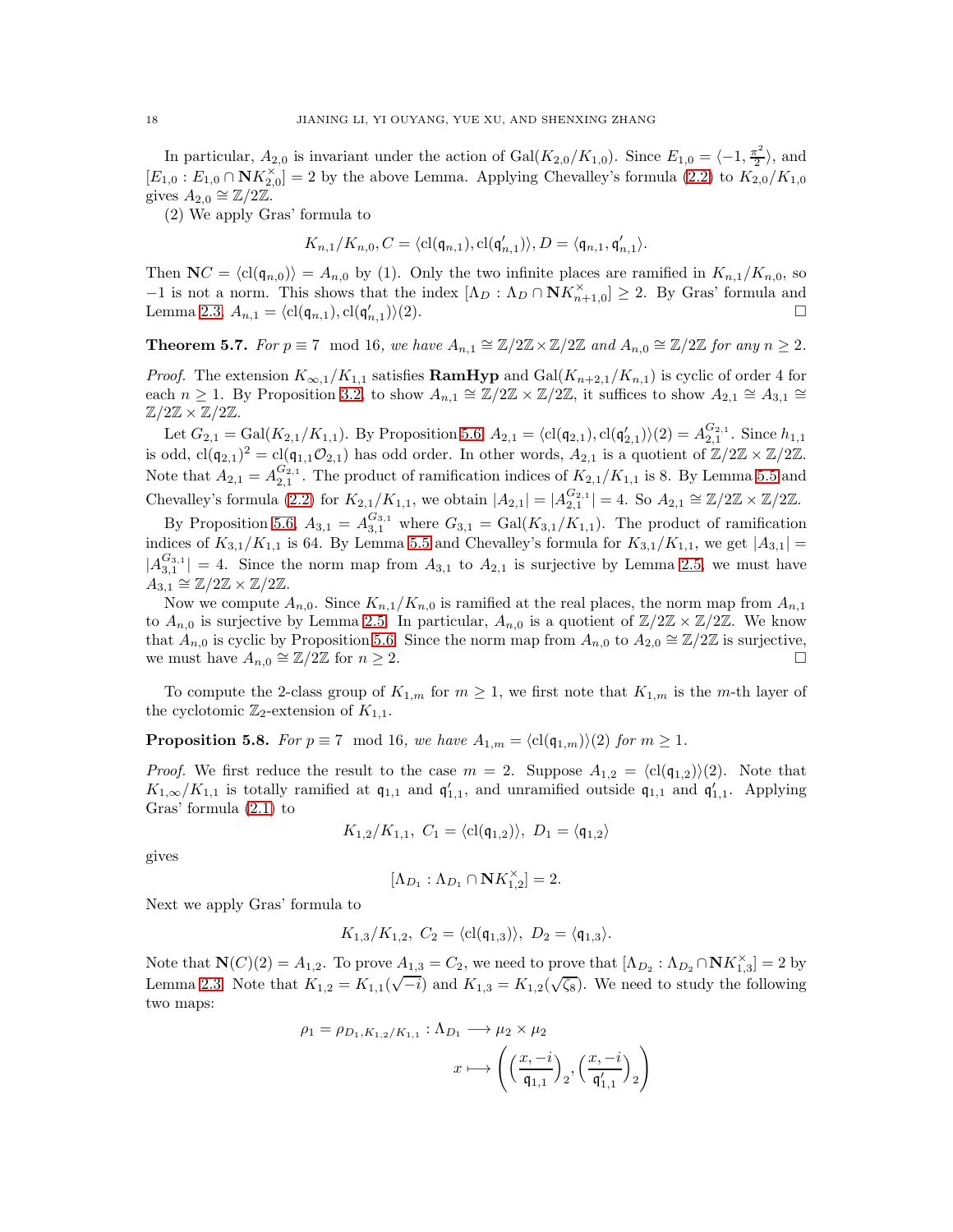In particular, $A_{2,0}$ is invariant under the action of $\mathrm{Gal}(K_{2,0}/K_{1,0})$. Since $E_{1,0} = \langle -1, \frac{\pi^2}{2}\rangle$, and $[E_{1,0} : E_{1,0} \cap \mathbf{N}K_{2,0}^\times] = 2$ by the above Lemma. Applying Chevalley's formula (2.2) to $K_{2,0}/K_{1,0}$ gives $A_{2,0} \cong \mathbb{Z}/2\mathbb{Z}$.

(2) We apply Gras' formula to

$$K_{n,1}/K_{n,0}, C = \langle \mathrm{cl}(\mathfrak{q}_{n,1}), \mathrm{cl}(\mathfrak{q}'_{n,1})\rangle, D = \langle \mathfrak{q}_{n,1}, \mathfrak{q}'_{n,1}\rangle.$$

Then $\mathbf{N}C = \langle \mathrm{cl}(\mathfrak{q}_{n,0})\rangle = A_{n,0}$ by (1). Only the two infinite places are ramified in $K_{n,1}/K_{n,0}$, so $-1$ is not a norm. This shows that the index $[\Lambda_D : \Lambda_D \cap \mathbf{N}K_{n+1,0}^\times] \geq 2$. By Gras' formula and Lemma 2.3, $A_{n,1} = \langle \mathrm{cl}(\mathfrak{q}_{n,1}), \mathrm{cl}(\mathfrak{q}'_{n,1})\rangle(2)$. $\square$

**Theorem 5.7.** *For $p \equiv 7 \mod 16$, we have $A_{n,1} \cong \mathbb{Z}/2\mathbb{Z} \times \mathbb{Z}/2\mathbb{Z}$ and $A_{n,0} \cong \mathbb{Z}/2\mathbb{Z}$ for any $n \geq 2$.*

*Proof.* The extension $K_{\infty,1}/K_{1,1}$ satisfies **RamHyp** and $\mathrm{Gal}(K_{n+2,1}/K_{n,1})$ is cyclic of order 4 for each $n \geq 1$. By Proposition 3.2, to show $A_{n,1} \cong \mathbb{Z}/2\mathbb{Z} \times \mathbb{Z}/2\mathbb{Z}$, it suffices to show $A_{2,1} \cong A_{3,1} \cong \mathbb{Z}/2\mathbb{Z} \times \mathbb{Z}/2\mathbb{Z}$.

Let $G_{2,1} = \mathrm{Gal}(K_{2,1}/K_{1,1})$. By Proposition 5.6, $A_{2,1} = \langle \mathrm{cl}(\mathfrak{q}_{2,1}), \mathrm{cl}(\mathfrak{q}'_{2,1})\rangle(2) = A_{2,1}^{G_{2,1}}$. Since $h_{1,1}$ is odd, $\mathrm{cl}(\mathfrak{q}_{2,1})^2 = \mathrm{cl}(\mathfrak{q}_{1,1}\mathcal{O}_{2,1})$ has odd order. In other words, $A_{2,1}$ is a quotient of $\mathbb{Z}/2\mathbb{Z} \times \mathbb{Z}/2\mathbb{Z}$. Note that $A_{2,1} = A_{2,1}^{G_{2,1}}$. The product of ramification indices of $K_{2,1}/K_{1,1}$ is 8. By Lemma 5.5 and Chevalley's formula (2.2) for $K_{2,1}/K_{1,1}$, we obtain $|A_{2,1}| = |A_{2,1}^{G_{2,1}}| = 4$. So $A_{2,1} \cong \mathbb{Z}/2\mathbb{Z} \times \mathbb{Z}/2\mathbb{Z}$.

By Proposition 5.6, $A_{3,1} = A_{3,1}^{G_{3,1}}$ where $G_{3,1} = \mathrm{Gal}(K_{3,1}/K_{1,1})$. The product of ramification indices of $K_{3,1}/K_{1,1}$ is 64. By Lemma 5.5 and Chevalley's formula for $K_{3,1}/K_{1,1}$, we get $|A_{3,1}| = |A_{3,1}^{G_{3,1}}| = 4$. Since the norm map from $A_{3,1}$ to $A_{2,1}$ is surjective by Lemma 2.5, we must have $A_{3,1} \cong \mathbb{Z}/2\mathbb{Z} \times \mathbb{Z}/2\mathbb{Z}$.

Now we compute $A_{n,0}$. Since $K_{n,1}/K_{n,0}$ is ramified at the real places, the norm map from $A_{n,1}$ to $A_{n,0}$ is surjective by Lemma 2.5. In particular, $A_{n,0}$ is a quotient of $\mathbb{Z}/2\mathbb{Z} \times \mathbb{Z}/2\mathbb{Z}$. We know that $A_{n,0}$ is cyclic by Proposition 5.6. Since the norm map from $A_{n,0}$ to $A_{2,0} \cong \mathbb{Z}/2\mathbb{Z}$ is surjective, we must have $A_{n,0} \cong \mathbb{Z}/2\mathbb{Z}$ for $n \geq 2$. $\square$

To compute the 2-class group of $K_{1,m}$ for $m \geq 1$, we first note that $K_{1,m}$ is the $m$-th layer of the cyclotomic $\mathbb{Z}_2$-extension of $K_{1,1}$.

**Proposition 5.8.** *For $p \equiv 7 \mod 16$, we have $A_{1,m} = \langle \mathrm{cl}(\mathfrak{q}_{1,m})\rangle(2)$ for $m \geq 1$.*

*Proof.* We first reduce the result to the case $m = 2$. Suppose $A_{1,2} = \langle \mathrm{cl}(\mathfrak{q}_{1,2})\rangle(2)$. Note that $K_{1,\infty}/K_{1,1}$ is totally ramified at $\mathfrak{q}_{1,1}$ and $\mathfrak{q}'_{1,1}$, and unramified outside $\mathfrak{q}_{1,1}$ and $\mathfrak{q}'_{1,1}$. Applying Gras' formula (2.1) to

$$K_{1,2}/K_{1,1},\ C_1 = \langle \mathrm{cl}(\mathfrak{q}_{1,2})\rangle,\ D_1 = \langle \mathfrak{q}_{1,2}\rangle$$

gives

$$[\Lambda_{D_1} : \Lambda_{D_1} \cap \mathbf{N}K_{1,2}^\times] = 2.$$

Next we apply Gras' formula to

$$K_{1,3}/K_{1,2},\ C_2 = \langle \mathrm{cl}(\mathfrak{q}_{1,3})\rangle,\ D_2 = \langle \mathfrak{q}_{1,3}\rangle.$$

Note that $\mathbf{N}(C)(2) = A_{1,2}$. To prove $A_{1,3} = C_2$, we need to prove that $[\Lambda_{D_2} : \Lambda_{D_2} \cap \mathbf{N}K_{1,3}^\times] = 2$ by Lemma 2.3. Note that $K_{1,2} = K_{1,1}(\sqrt{-i})$ and $K_{1,3} = K_{1,2}(\sqrt{\zeta_8})$. We need to study the following two maps:

$$\rho_1 = \rho_{D_1, K_{1,2}/K_{1,1}} : \Lambda_{D_1} \longrightarrow \mu_2 \times \mu_2$$
$$x \longmapsto \left( \Big(\frac{x, -i}{\mathfrak{q}_{1,1}}\Big)_2, \Big(\frac{x, -i}{\mathfrak{q}'_{1,1}}\Big)_2 \right)$$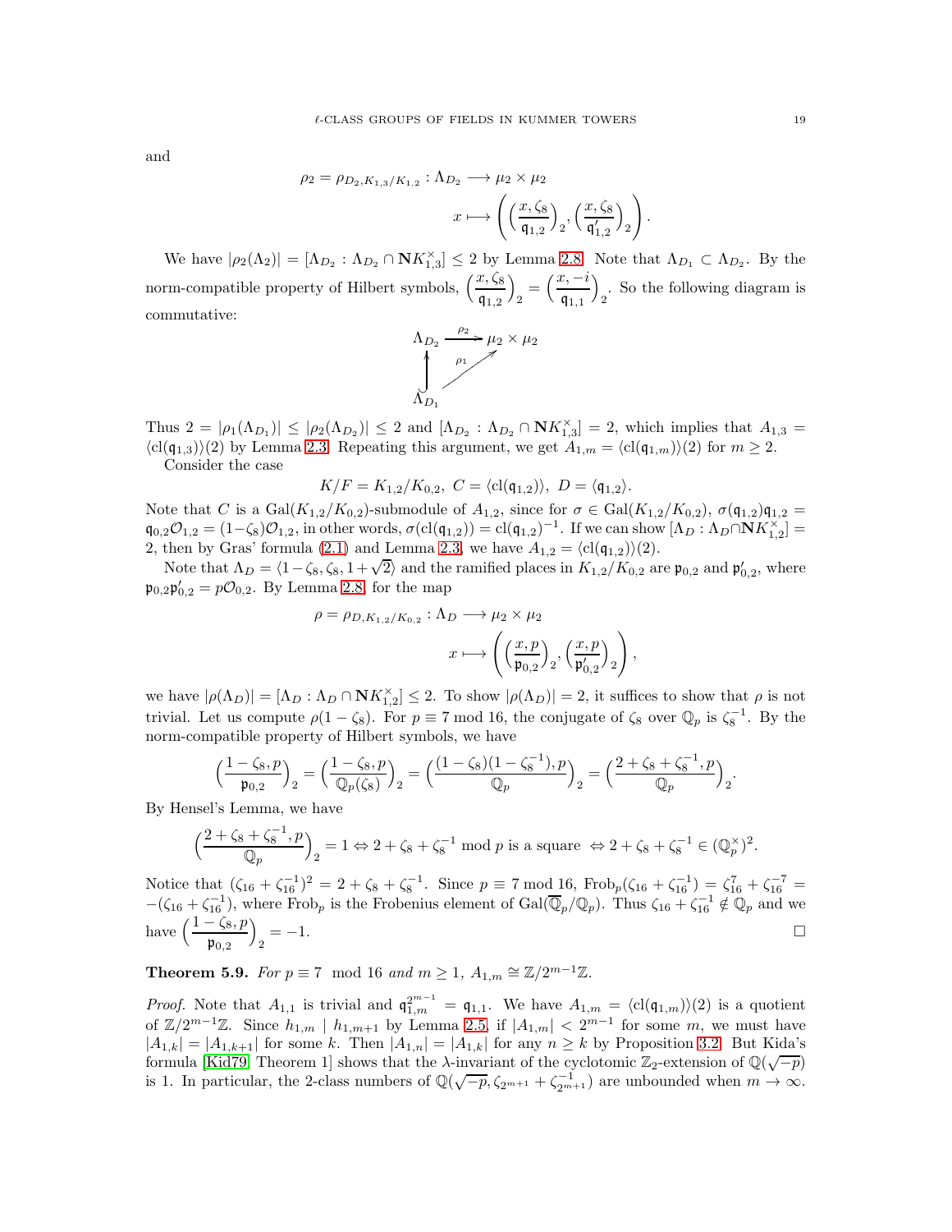and

$$\rho_2 = \rho_{D_2, K_{1,3}/K_{1,2}} : \Lambda_{D_2} \longrightarrow \mu_2 \times \mu_2$$
$$x \longmapsto \left( \left(\frac{x, \zeta_8}{\mathfrak{q}_{1,2}}\right)_2, \left(\frac{x, \zeta_8}{\mathfrak{q}'_{1,2}}\right)_2 \right).$$

We have $|\rho_2(\Lambda_2)| = [\Lambda_{D_2} : \Lambda_{D_2} \cap \mathbf{N}K_{1,3}^\times] \leq 2$ by Lemma 2.8. Note that $\Lambda_{D_1} \subset \Lambda_{D_2}$. By the norm-compatible property of Hilbert symbols, $\left(\frac{x, \zeta_8}{\mathfrak{q}_{1,2}}\right)_2 = \left(\frac{x, -i}{\mathfrak{q}_{1,1}}\right)_2$. So the following diagram is commutative:

$$\begin{array}{ccc} \Lambda_{D_2} & \xrightarrow{\rho_2} & \mu_2 \times \mu_2 \\ \uparrow & \nearrow_{\rho_1} & \\ \Lambda_{D_1} & & \end{array}$$

Thus $2 = |\rho_1(\Lambda_{D_1})| \leq |\rho_2(\Lambda_{D_2})| \leq 2$ and $[\Lambda_{D_2} : \Lambda_{D_2} \cap \mathbf{N}K_{1,3}^\times] = 2$, which implies that $A_{1,3} = \langle \mathrm{cl}(\mathfrak{q}_{1,3}) \rangle(2)$ by Lemma 2.3. Repeating this argument, we get $A_{1,m} = \langle \mathrm{cl}(\mathfrak{q}_{1,m}) \rangle(2)$ for $m \geq 2$.

Consider the case

$$K/F = K_{1,2}/K_{0,2}, \ C = \langle \mathrm{cl}(\mathfrak{q}_{1,2}) \rangle, \ D = \langle \mathfrak{q}_{1,2} \rangle.$$

Note that $C$ is a $\mathrm{Gal}(K_{1,2}/K_{0,2})$-submodule of $A_{1,2}$, since for $\sigma \in \mathrm{Gal}(K_{1,2}/K_{0,2})$, $\sigma(\mathfrak{q}_{1,2})\mathfrak{q}_{1,2} = \mathfrak{q}_{0,2}\mathcal{O}_{1,2} = (1-\zeta_8)\mathcal{O}_{1,2}$, in other words, $\sigma(\mathrm{cl}(\mathfrak{q}_{1,2})) = \mathrm{cl}(\mathfrak{q}_{1,2})^{-1}$. If we can show $[\Lambda_D : \Lambda_D \cap \mathbf{N}K_{1,2}^\times] = 2$, then by Gras' formula (2.1) and Lemma 2.3, we have $A_{1,2} = \langle \mathrm{cl}(\mathfrak{q}_{1,2}) \rangle(2)$.

Note that $\Lambda_D = \langle 1-\zeta_8, \zeta_8, 1+\sqrt{2} \rangle$ and the ramified places in $K_{1,2}/K_{0,2}$ are $\mathfrak{p}_{0,2}$ and $\mathfrak{p}'_{0,2}$, where $\mathfrak{p}_{0,2}\mathfrak{p}'_{0,2} = p\mathcal{O}_{0,2}$. By Lemma 2.8, for the map

$$\rho = \rho_{D, K_{1,2}/K_{0,2}} : \Lambda_D \longrightarrow \mu_2 \times \mu_2$$
$$x \longmapsto \left( \left(\frac{x, p}{\mathfrak{p}_{0,2}}\right)_2, \left(\frac{x, p}{\mathfrak{p}'_{0,2}}\right)_2 \right),$$

we have $|\rho(\Lambda_D)| = [\Lambda_D : \Lambda_D \cap \mathbf{N}K_{1,2}^\times] \leq 2$. To show $|\rho(\Lambda_D)| = 2$, it suffices to show that $\rho$ is not trivial. Let us compute $\rho(1-\zeta_8)$. For $p \equiv 7 \bmod 16$, the conjugate of $\zeta_8$ over $\mathbb{Q}_p$ is $\zeta_8^{-1}$. By the norm-compatible property of Hilbert symbols, we have

$$\left(\frac{1-\zeta_8, p}{\mathfrak{p}_{0,2}}\right)_2 = \left(\frac{1-\zeta_8, p}{\mathbb{Q}_p(\zeta_8)}\right)_2 = \left(\frac{(1-\zeta_8)(1-\zeta_8^{-1}), p}{\mathbb{Q}_p}\right)_2 = \left(\frac{2+\zeta_8+\zeta_8^{-1}, p}{\mathbb{Q}_p}\right)_2.$$

By Hensel's Lemma, we have

$$\left(\frac{2+\zeta_8+\zeta_8^{-1}, p}{\mathbb{Q}_p}\right)_2 = 1 \Leftrightarrow 2+\zeta_8+\zeta_8^{-1} \bmod p \text{ is a square } \Leftrightarrow 2+\zeta_8+\zeta_8^{-1} \in (\mathbb{Q}_p^\times)^2.$$

Notice that $(\zeta_{16}+\zeta_{16}^{-1})^2 = 2+\zeta_8+\zeta_8^{-1}$. Since $p \equiv 7 \bmod 16$, $\mathrm{Frob}_p(\zeta_{16}+\zeta_{16}^{-1}) = \zeta_{16}^7+\zeta_{16}^{-7} = -(\zeta_{16}+\zeta_{16}^{-1})$, where $\mathrm{Frob}_p$ is the Frobenius element of $\mathrm{Gal}(\overline{\mathbb{Q}}_p/\mathbb{Q}_p)$. Thus $\zeta_{16}+\zeta_{16}^{-1} \notin \mathbb{Q}_p$ and we have $\left(\frac{1-\zeta_8, p}{\mathfrak{p}_{0,2}}\right)_2 = -1$. □

**Theorem 5.9.** *For $p \equiv 7 \mod 16$ and $m \geq 1$, $A_{1,m} \cong \mathbb{Z}/2^{m-1}\mathbb{Z}$.*

*Proof.* Note that $A_{1,1}$ is trivial and $\mathfrak{q}_{1,m}^{2^{m-1}} = \mathfrak{q}_{1,1}$. We have $A_{1,m} = \langle \mathrm{cl}(\mathfrak{q}_{1,m}) \rangle(2)$ is a quotient of $\mathbb{Z}/2^{m-1}\mathbb{Z}$. Since $h_{1,m} \mid h_{1,m+1}$ by Lemma 2.5, if $|A_{1,m}| < 2^{m-1}$ for some $m$, we must have $|A_{1,k}| = |A_{1,k+1}|$ for some $k$. Then $|A_{1,n}| = |A_{1,k}|$ for any $n \geq k$ by Proposition 3.2. But Kida's formula [Kid79, Theorem 1] shows that the $\lambda$-invariant of the cyclotomic $\mathbb{Z}_2$-extension of $\mathbb{Q}(\sqrt{-p})$ is 1. In particular, the 2-class numbers of $\mathbb{Q}(\sqrt{-p}, \zeta_{2^{m+1}} + \zeta_{2^{m+1}}^{-1})$ are unbounded when $m \to \infty$.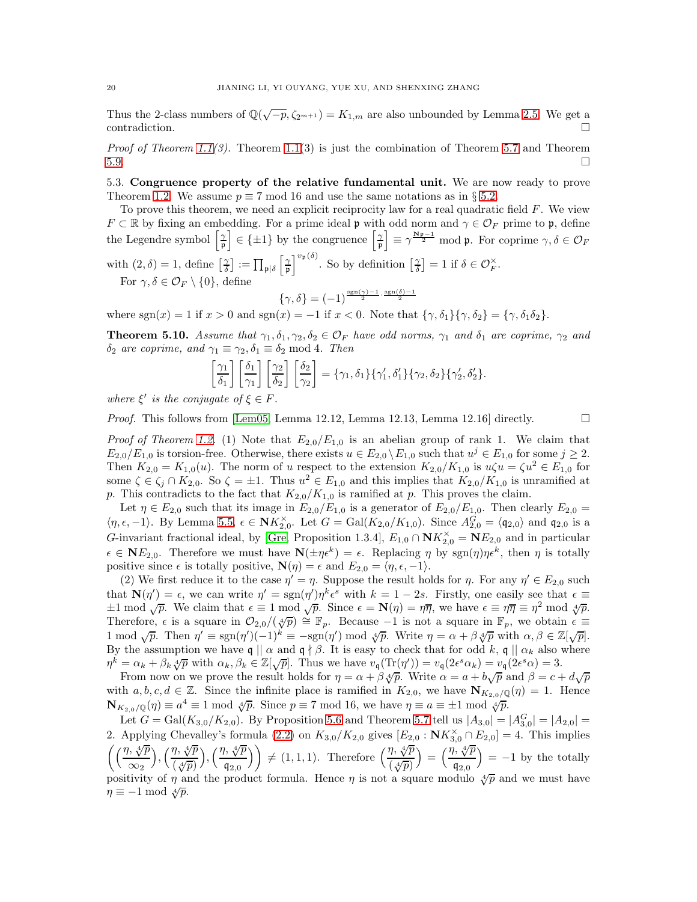Thus the 2-class numbers of $\mathbb{Q}(\sqrt{-p},\zeta_{2^{m+1}}) = K_{1,m}$ are also unbounded by Lemma 2.5. We get a contradiction. ∎

*Proof of Theorem 1.1(3).* Theorem 1.1(3) is just the combination of Theorem 5.7 and Theorem 5.9. ∎

### 5.3. Congruence property of the relative fundamental unit.

We are now ready to prove Theorem 1.2. We assume $p \equiv 7 \bmod 16$ and use the same notations as in § 5.2.

To prove this theorem, we need an explicit reciprocity law for a real quadratic field $F$. We view $F \subset \mathbb{R}$ by fixing an embedding. For a prime ideal $\mathfrak{p}$ with odd norm and $\gamma \in \mathcal{O}_F$ prime to $\mathfrak{p}$, define the Legendre symbol $\left[\frac{\gamma}{\mathfrak{p}}\right] \in \{\pm 1\}$ by the congruence $\left[\frac{\gamma}{\mathfrak{p}}\right] \equiv \gamma^{\frac{\mathbf{N}\mathfrak{p}-1}{2}} \bmod \mathfrak{p}$. For coprime $\gamma, \delta \in \mathcal{O}_F$ with $(2,\delta) = 1$, define $\left[\frac{\gamma}{\delta}\right] := \prod_{\mathfrak{p}\mid\delta}\left[\frac{\gamma}{\mathfrak{p}}\right]^{v_{\mathfrak{p}}(\delta)}$. So by definition $\left[\frac{\gamma}{\delta}\right] = 1$ if $\delta \in \mathcal{O}_F^\times$.

For $\gamma, \delta \in \mathcal{O}_F \setminus \{0\}$, define

$$\{\gamma, \delta\} = (-1)^{\frac{\operatorname{sgn}(\gamma)-1}{2}\cdot\frac{\operatorname{sgn}(\delta)-1}{2}}$$

where $\operatorname{sgn}(x) = 1$ if $x > 0$ and $\operatorname{sgn}(x) = -1$ if $x < 0$. Note that $\{\gamma, \delta_1\}\{\gamma, \delta_2\} = \{\gamma, \delta_1\delta_2\}$.

**Theorem 5.10.** *Assume that $\gamma_1, \delta_1, \gamma_2, \delta_2 \in \mathcal{O}_F$ have odd norms, $\gamma_1$ and $\delta_1$ are coprime, $\gamma_2$ and $\delta_2$ are coprime, and $\gamma_1 \equiv \gamma_2, \delta_1 \equiv \delta_2 \bmod 4$. Then*

$$\left[\frac{\gamma_1}{\delta_1}\right]\left[\frac{\delta_1}{\gamma_1}\right]\left[\frac{\gamma_2}{\delta_2}\right]\left[\frac{\delta_2}{\gamma_2}\right] = \{\gamma_1, \delta_1\}\{\gamma_1', \delta_1'\}\{\gamma_2, \delta_2\}\{\gamma_2', \delta_2'\}.$$

*where $\xi'$ is the conjugate of $\xi \in F$.*

*Proof.* This follows from [Lem05, Lemma 12.12, Lemma 12.13, Lemma 12.16] directly. ∎

*Proof of Theorem 1.2.* (1) Note that $E_{2,0}/E_{1,0}$ is an abelian group of rank 1. We claim that $E_{2,0}/E_{1,0}$ is torsion-free. Otherwise, there exists $u \in E_{2,0}\setminus E_{1,0}$ such that $u^j \in E_{1,0}$ for some $j \geq 2$. Then $K_{2,0} = K_{1,0}(u)$. The norm of $u$ respect to the extension $K_{2,0}/K_{1,0}$ is $u\zeta u = \zeta u^2 \in E_{1,0}$ for some $\zeta \in \zeta_j \cap K_{2,0}$. So $\zeta = \pm 1$. Thus $u^2 \in E_{1,0}$ and this implies that $K_{2,0}/K_{1,0}$ is unramified at $p$. This contradicts to the fact that $K_{2,0}/K_{1,0}$ is ramified at $p$. This proves the claim.

Let $\eta \in E_{2,0}$ such that its image in $E_{2,0}/E_{1,0}$ is a generator of $E_{2,0}/E_{1,0}$. Then clearly $E_{2,0} = \langle \eta, \epsilon, -1\rangle$. By Lemma 5.5, $\epsilon \in \mathbf{N}K_{2,0}^\times$. Let $G = \mathrm{Gal}(K_{2,0}/K_{1,0})$. Since $A_{2,0}^G = \langle \mathfrak{q}_{2,0}\rangle$ and $\mathfrak{q}_{2,0}$ is a $G$-invariant fractional ideal, by [Gre, Proposition 1.3.4], $E_{1,0} \cap \mathbf{N}K_{2,0}^\times = \mathbf{N}E_{2,0}$ and in particular $\epsilon \in \mathbf{N}E_{2,0}$. Therefore we must have $\mathbf{N}(\pm\eta\epsilon^k) = \epsilon$. Replacing $\eta$ by $\operatorname{sgn}(\eta)\eta\epsilon^k$, then $\eta$ is totally positive since $\epsilon$ is totally positive, $\mathbf{N}(\eta) = \epsilon$ and $E_{2,0} = \langle \eta, \epsilon, -1\rangle$.

(2) We first reduce it to the case $\eta' = \eta$. Suppose the result holds for $\eta$. For any $\eta' \in E_{2,0}$ such that $\mathbf{N}(\eta') = \epsilon$, we can write $\eta' = \operatorname{sgn}(\eta')\eta^k\epsilon^s$ with $k = 1-2s$. Firstly, one easily see that $\epsilon \equiv \pm 1 \bmod \sqrt{p}$. We claim that $\epsilon \equiv 1 \bmod \sqrt{p}$. Since $\epsilon = \mathbf{N}(\eta) = \eta\overline{\eta}$, we have $\epsilon \equiv \eta\overline{\eta} \equiv \eta^2 \bmod \sqrt[4]{p}$. Therefore, $\epsilon$ is a square in $\mathcal{O}_{2,0}/(\sqrt[4]{p}) \cong \mathbb{F}_p$. Because $-1$ is not a square in $\mathbb{F}_p$, we obtain $\epsilon \equiv 1 \bmod \sqrt{p}$. Then $\eta' \equiv \operatorname{sgn}(\eta')(-1)^k \equiv -\operatorname{sgn}(\eta') \bmod \sqrt[4]{p}$. Write $\eta = \alpha + \beta\sqrt[4]{p}$ with $\alpha, \beta \in \mathbb{Z}[\sqrt{p}]$. By the assumption we have $\mathfrak{q} \parallel \alpha$ and $\mathfrak{q} \nmid \beta$. It is easy to check that for odd $k$, $\mathfrak{q} \parallel \alpha_k$ also where $\eta^k = \alpha_k + \beta_k\sqrt[4]{p}$ with $\alpha_k, \beta_k \in \mathbb{Z}[\sqrt{p}]$. Thus we have $v_{\mathfrak{q}}(\mathrm{Tr}(\eta')) = v_{\mathfrak{q}}(2\epsilon^s\alpha_k) = v_{\mathfrak{q}}(2\epsilon^s\alpha) = 3$.

From now on we prove the result holds for $\eta = \alpha + \beta\sqrt[4]{p}$. Write $\alpha = a + b\sqrt{p}$ and $\beta = c + d\sqrt{p}$ with $a,b,c,d \in \mathbb{Z}$. Since the infinite place is ramified in $K_{2,0}$, we have $\mathbf{N}_{K_{2,0}/\mathbb{Q}}(\eta) = 1$. Hence $\mathbf{N}_{K_{2,0}/\mathbb{Q}}(\eta) \equiv a^4 \equiv 1 \bmod \sqrt[4]{p}$. Since $p \equiv 7 \bmod 16$, we have $\eta \equiv a \equiv \pm 1 \bmod \sqrt[4]{p}$.

Let $G = \mathrm{Gal}(K_{3,0}/K_{2,0})$. By Proposition 5.6 and Theorem 5.7 tell us $|A_{3,0}| = |A_{3,0}^G| = |A_{2,0}| = 2$. Applying Chevalley's formula (2.2) on $K_{3,0}/K_{2,0}$ gives $[E_{2,0} : \mathbf{N}K_{3,0}^\times \cap E_{2,0}] = 4$. This implies $\left(\left(\frac{\eta, \sqrt[4]{p}}{\infty_2}\right), \left(\frac{\eta, \sqrt[4]{p}}{(\sqrt[4]{p})}\right), \left(\frac{\eta, \sqrt[4]{p}}{\mathfrak{q}_{2,0}}\right)\right) \neq (1,1,1)$. Therefore $\left(\frac{\eta, \sqrt[4]{p}}{(\sqrt[4]{p})}\right) = \left(\frac{\eta, \sqrt[4]{p}}{\mathfrak{q}_{2,0}}\right) = -1$ by the totally positivity of $\eta$ and the product formula. Hence $\eta$ is not a square modulo $\sqrt[4]{p}$ and we must have $\eta \equiv -1 \bmod \sqrt[4]{p}$.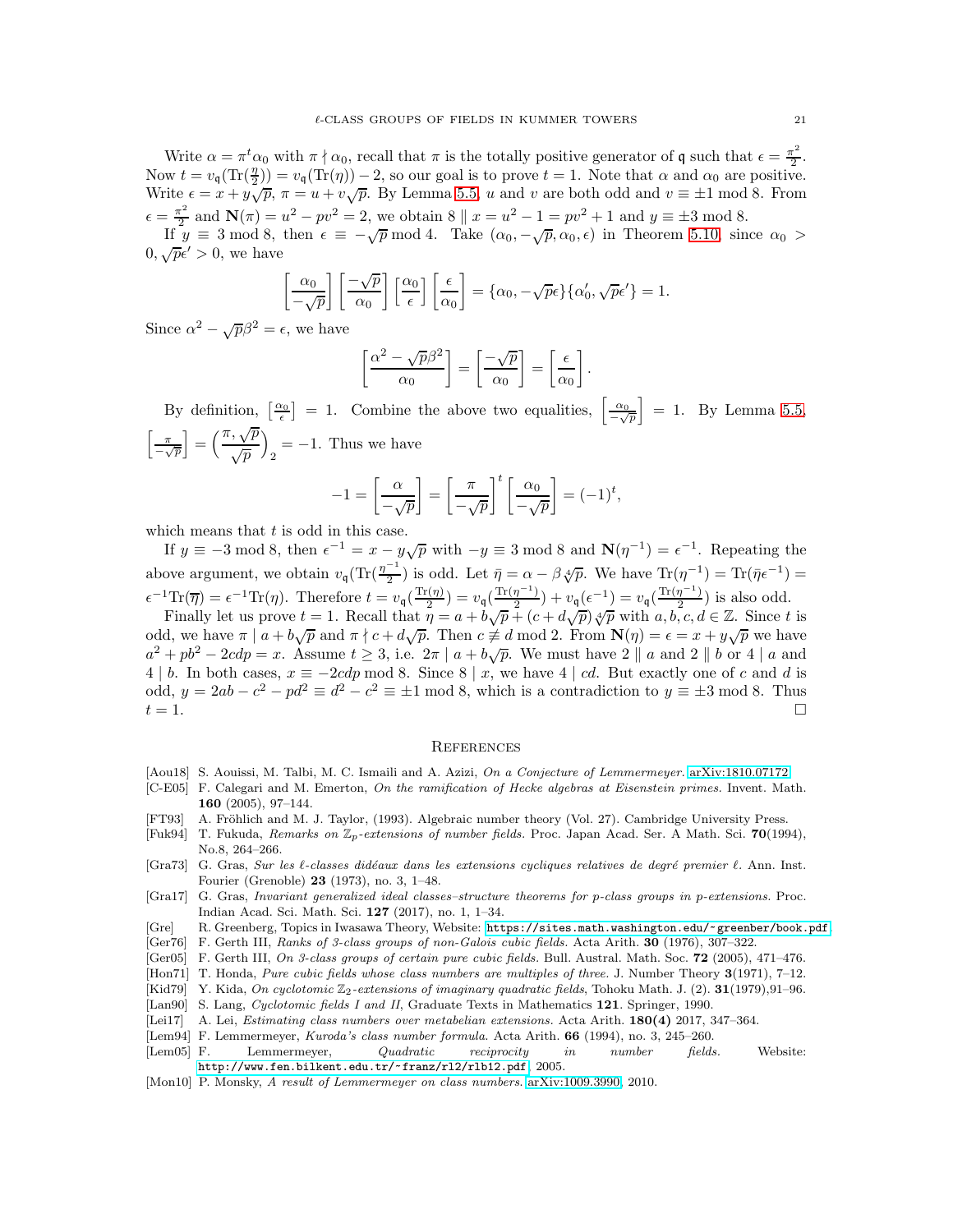Write $\alpha = \pi^t \alpha_0$ with $\pi \nmid \alpha_0$, recall that $\pi$ is the totally positive generator of $\mathfrak{q}$ such that $\epsilon = \frac{\pi^2}{2}$. Now $t = v_{\mathfrak{q}}(\mathrm{Tr}(\frac{\eta}{2})) = v_{\mathfrak{q}}(\mathrm{Tr}(\eta)) - 2$, so our goal is to prove $t = 1$. Note that $\alpha$ and $\alpha_0$ are positive. Write $\epsilon = x + y\sqrt{p}$, $\pi = u + v\sqrt{p}$. By Lemma 5.5, $u$ and $v$ are both odd and $v \equiv \pm 1 \bmod 8$. From $\epsilon = \frac{\pi^2}{2}$ and $\mathbf{N}(\pi) = u^2 - pv^2 = 2$, we obtain $8 \parallel x = u^2 - 1 = pv^2 + 1$ and $y \equiv \pm 3 \bmod 8$.

If $y \equiv 3 \bmod 8$, then $\epsilon \equiv -\sqrt{p} \bmod 4$. Take $(\alpha_0, -\sqrt{p}, \alpha_0, \epsilon)$ in Theorem 5.10, since $\alpha_0 > 0, \sqrt{p}\epsilon' > 0$, we have

$$\left[\frac{\alpha_0}{-\sqrt{p}}\right]\left[\frac{-\sqrt{p}}{\alpha_0}\right]\left[\frac{\alpha_0}{\epsilon}\right]\left[\frac{\epsilon}{\alpha_0}\right] = \{\alpha_0, -\sqrt{p}\epsilon\}\{\alpha_0', \sqrt{p}\epsilon'\} = 1.$$

Since $\alpha^2 - \sqrt{p}\beta^2 = \epsilon$, we have

$$\left[\frac{\alpha^2 - \sqrt{p}\beta^2}{\alpha_0}\right] = \left[\frac{-\sqrt{p}}{\alpha_0}\right] = \left[\frac{\epsilon}{\alpha_0}\right].$$

By definition, $\left[\frac{\alpha_0}{\epsilon}\right] = 1$. Combine the above two equalities, $\left[\frac{\alpha_0}{-\sqrt{p}}\right] = 1$. By Lemma 5.5, $\left[\frac{\pi}{-\sqrt{p}}\right] = \left(\frac{\pi, \sqrt{p}}{\sqrt{p}}\right)_2 = -1$. Thus we have

$$-1 = \left[\frac{\alpha}{-\sqrt{p}}\right] = \left[\frac{\pi}{-\sqrt{p}}\right]^t \left[\frac{\alpha_0}{-\sqrt{p}}\right] = (-1)^t,$$

which means that $t$ is odd in this case.

If $y \equiv -3 \bmod 8$, then $\epsilon^{-1} = x - y\sqrt{p}$ with $-y \equiv 3 \bmod 8$ and $\mathbf{N}(\eta^{-1}) = \epsilon^{-1}$. Repeating the above argument, we obtain $v_{\mathfrak{q}}(\mathrm{Tr}(\frac{\eta^{-1}}{2})$ is odd. Let $\bar{\eta} = \alpha - \beta\sqrt[4]{p}$. We have $\mathrm{Tr}(\eta^{-1}) = \mathrm{Tr}(\bar{\eta}\epsilon^{-1}) = \epsilon^{-1}\mathrm{Tr}(\overline{\eta}) = \epsilon^{-1}\mathrm{Tr}(\eta)$. Therefore $t = v_{\mathfrak{q}}(\frac{\mathrm{Tr}(\eta)}{2}) = v_{\mathfrak{q}}(\frac{\mathrm{Tr}(\eta^{-1})}{2}) + v_{\mathfrak{q}}(\epsilon^{-1}) = v_{\mathfrak{q}}(\frac{\mathrm{Tr}(\eta^{-1})}{2})$ is also odd.

Finally let us prove $t = 1$. Recall that $\eta = a + b\sqrt{p} + (c + d\sqrt{p})\sqrt[4]{p}$ with $a, b, c, d \in \mathbb{Z}$. Since $t$ is odd, we have $\pi \mid a + b\sqrt{p}$ and $\pi \nmid c + d\sqrt{p}$. Then $c \not\equiv d \bmod 2$. From $\mathbf{N}(\eta) = \epsilon = x + y\sqrt{p}$ we have $a^2 + pb^2 - 2cdp = x$. Assume $t \geq 3$, i.e. $2\pi \mid a + b\sqrt{p}$. We must have $2 \parallel a$ and $2 \parallel b$ or $4 \mid a$ and $4 \mid b$. In both cases, $x \equiv -2cdp \bmod 8$. Since $8 \mid x$, we have $4 \mid cd$. But exactly one of $c$ and $d$ is odd, $y = 2ab - c^2 - pd^2 \equiv d^2 - c^2 \equiv \pm 1 \bmod 8$, which is a contradiction to $y \equiv \pm 3 \bmod 8$. Thus $t = 1$. $\square$

## References

- [Aou18] S. Aouissi, M. Talbi, M. C. Ismaili and A. Azizi, *On a Conjecture of Lemmermeyer.* arXiv:1810.07172.
- [C-E05] F. Calegari and M. Emerton, *On the ramification of Hecke algebras at Eisenstein primes.* Invent. Math. **160** (2005), 97–144.
- [FT93] A. Fröhlich and M. J. Taylor, (1993). Algebraic number theory (Vol. 27). Cambridge University Press.
- [Fuk94] T. Fukuda, *Remarks on $\mathbb{Z}_p$-extensions of number fields.* Proc. Japan Acad. Ser. A Math. Sci. **70**(1994), No.8, 264–266.
- [Gra73] G. Gras, *Sur les $\ell$-classes idéaux dans les extensions cycliques relatives de degré premier $\ell$.* Ann. Inst. Fourier (Grenoble) **23** (1973), no. 3, 1–48.
- [Gra17] G. Gras, *Invariant generalized ideal classes–structure theorems for p-class groups in p-extensions.* Proc. Indian Acad. Sci. Math. Sci. **127** (2017), no. 1, 1–34.
- [Gre] R. Greenberg, Topics in Iwasawa Theory, Website: https://sites.math.washington.edu/~greenber/book.pdf.
- [Ger76] F. Gerth III, *Ranks of 3-class groups of non-Galois cubic fields.* Acta Arith. **30** (1976), 307–322.
- [Ger05] F. Gerth III, *On 3-class groups of certain pure cubic fields.* Bull. Austral. Math. Soc. **72** (2005), 471–476.
- [Hon71] T. Honda, *Pure cubic fields whose class numbers are multiples of three.* J. Number Theory **3**(1971), 7–12.
- [Kid79] Y. Kida, *On cyclotomic $\mathbb{Z}_2$-extensions of imaginary quadratic fields*, Tohoku Math. J. (2). **31**(1979),91–96.
- [Lan90] S. Lang, *Cyclotomic fields I and II*, Graduate Texts in Mathematics **121**. Springer, 1990.
- [Lei17] A. Lei, *Estimating class numbers over metabelian extensions.* Acta Arith. **180(4)** 2017, 347–364.
- [Lem94] F. Lemmermeyer, *Kuroda's class number formula.* Acta Arith. **66** (1994), no. 3, 245–260.
- [Lem05] F. Lemmermeyer, *Quadratic reciprocity in number fields.* Website: http://www.fen.bilkent.edu.tr/~franz/rl2/rlb12.pdf, 2005.
- [Mon10] P. Monsky, *A result of Lemmermeyer on class numbers.* arXiv:1009.3990, 2010.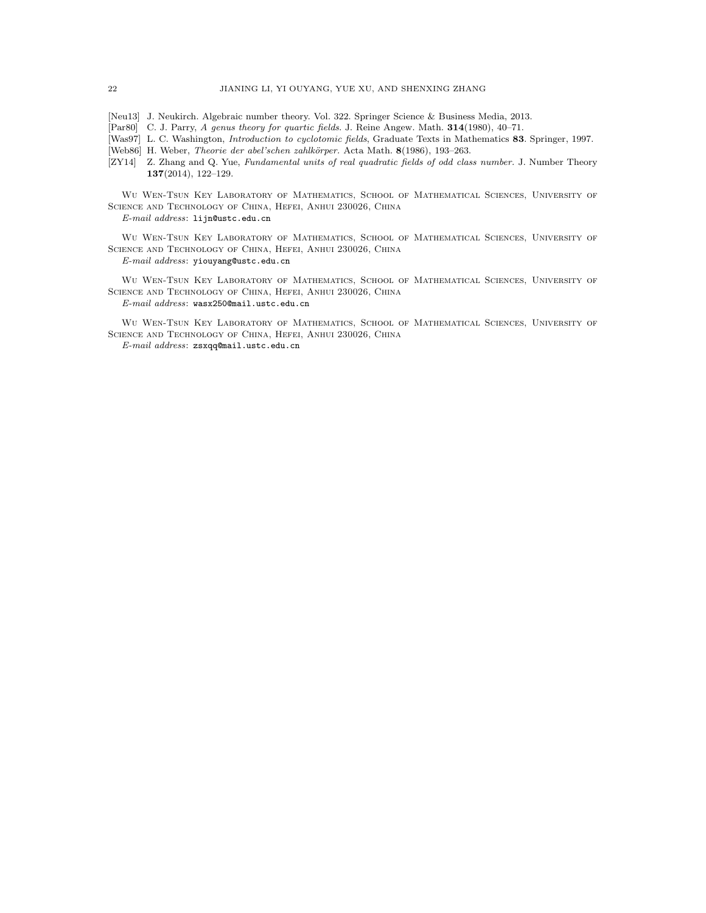[Neu13] J. Neukirch. Algebraic number theory. Vol. 322. Springer Science & Business Media, 2013.

[Par80] C. J. Parry, *A genus theory for quartic fields*. J. Reine Angew. Math. **314**(1980), 40–71.

[Was97] L. C. Washington, *Introduction to cyclotomic fields*, Graduate Texts in Mathematics **83**. Springer, 1997.

[Web86] H. Weber, *Theorie der abel'schen zahlkörper*. Acta Math. **8**(1986), 193–263.

[ZY14] Z. Zhang and Q. Yue, *Fundamental units of real quadratic fields of odd class number*. J. Number Theory **137**(2014), 122–129.

Wu Wen-Tsun Key Laboratory of Mathematics, School of Mathematical Sciences, University of Science and Technology of China, Hefei, Anhui 230026, China
*E-mail address*: `lijn@ustc.edu.cn`

Wu Wen-Tsun Key Laboratory of Mathematics, School of Mathematical Sciences, University of Science and Technology of China, Hefei, Anhui 230026, China
*E-mail address*: `yiouyang@ustc.edu.cn`

Wu Wen-Tsun Key Laboratory of Mathematics, School of Mathematical Sciences, University of Science and Technology of China, Hefei, Anhui 230026, China
*E-mail address*: `wasx250@mail.ustc.edu.cn`

Wu Wen-Tsun Key Laboratory of Mathematics, School of Mathematical Sciences, University of Science and Technology of China, Hefei, Anhui 230026, China
*E-mail address*: `zsxqq@mail.ustc.edu.cn`